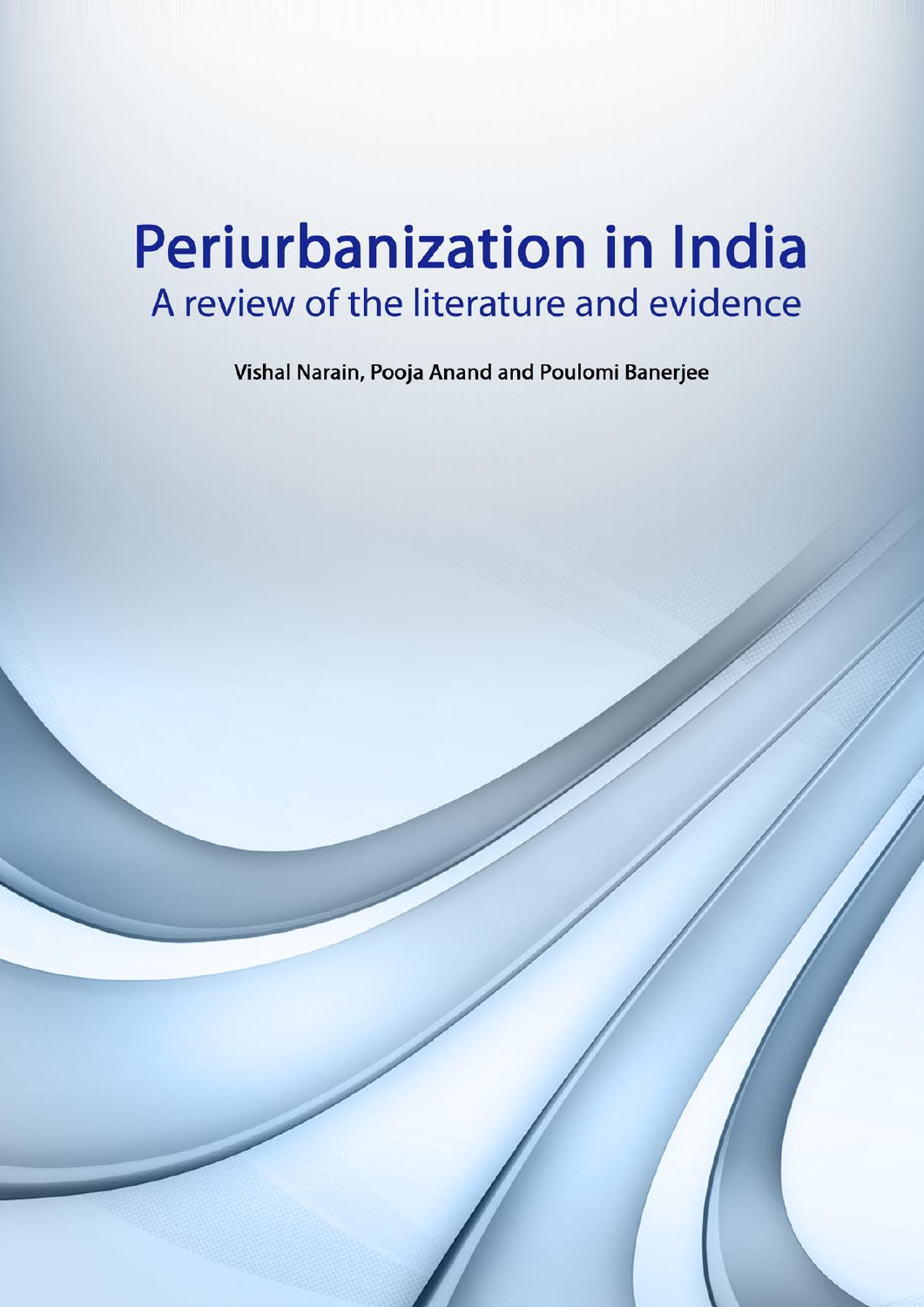# Periurbanization in India

## A review of the literature and evidence

**Vishal Narain, Pooja Anand and Poulomi Banerjee**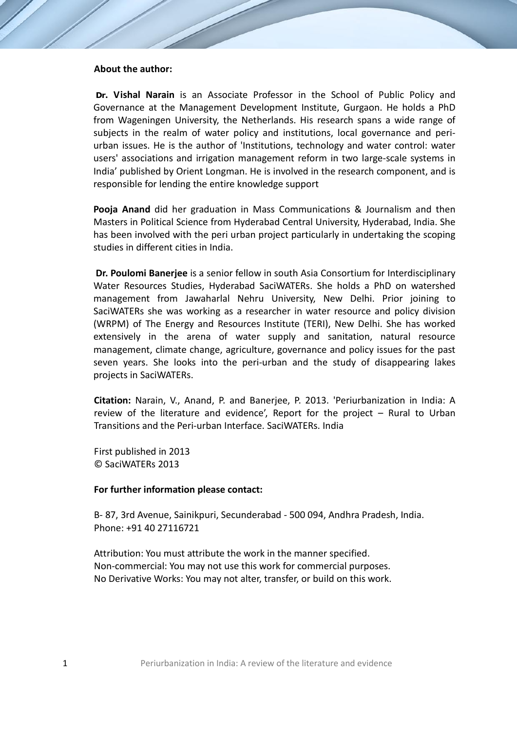**About the author:**

**Dr. Vishal Narain** is an Associate Professor in the School of Public Policy and Governance at the Management Development Institute, Gurgaon. He holds a PhD from Wageningen University, the Netherlands. His research spans a wide range of subjects in the realm of water policy and institutions, local governance and peri-urban issues. He is the author of 'Institutions, technology and water control: water users' associations and irrigation management reform in two large-scale systems in India' published by Orient Longman. He is involved in the research component, and is responsible for lending the entire knowledge support

**Pooja Anand** did her graduation in Mass Communications & Journalism and then Masters in Political Science from Hyderabad Central University, Hyderabad, India. She has been involved with the peri urban project particularly in undertaking the scoping studies in different cities in India.

**Dr. Poulomi Banerjee** is a senior fellow in south Asia Consortium for Interdisciplinary Water Resources Studies, Hyderabad SaciWATERs. She holds a PhD on watershed management from Jawaharlal Nehru University, New Delhi. Prior joining to SaciWATERs she was working as a researcher in water resource and policy division (WRPM) of The Energy and Resources Institute (TERI), New Delhi. She has worked extensively in the arena of water supply and sanitation, natural resource management, climate change, agriculture, governance and policy issues for the past seven years. She looks into the peri-urban and the study of disappearing lakes projects in SaciWATERs.

**Citation:** Narain, V., Anand, P. and Banerjee, P. 2013. 'Periurbanization in India: A review of the literature and evidence', Report for the project – Rural to Urban Transitions and the Peri-urban Interface. SaciWATERs. India

First published in 2013
© SaciWATERs 2013

**For further information please contact:**

B- 87, 3rd Avenue, Sainikpuri, Secunderabad - 500 094, Andhra Pradesh, India.
Phone: +91 40 27116721

Attribution: You must attribute the work in the manner specified.
Non-commercial: You may not use this work for commercial purposes.
No Derivative Works: You may not alter, transfer, or build on this work.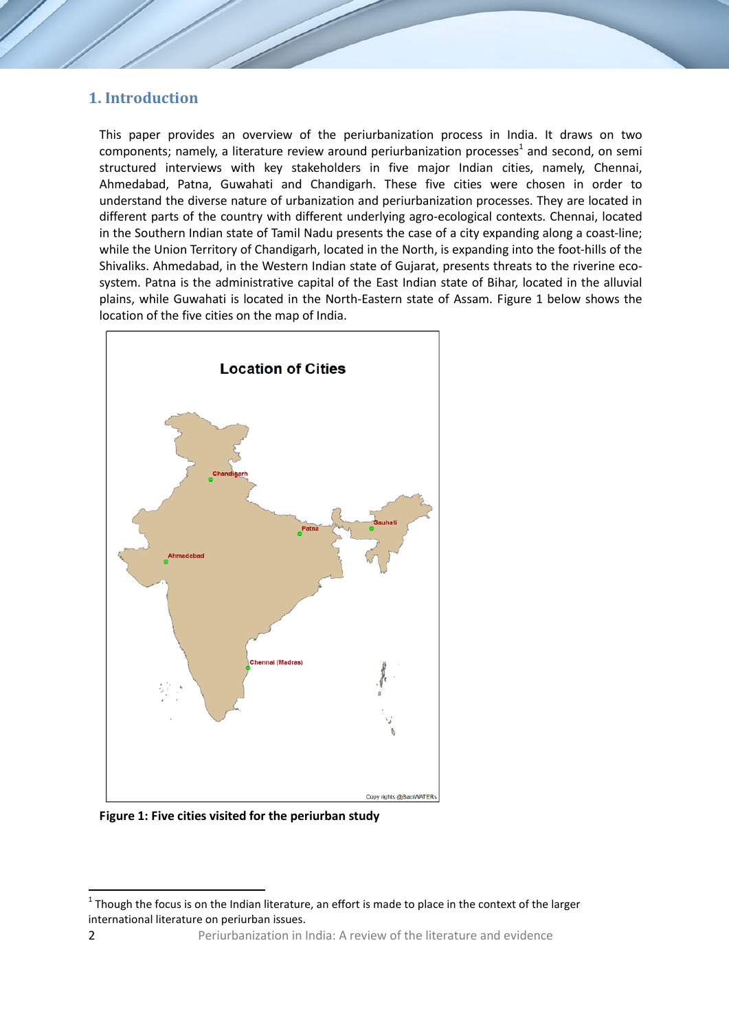## 1. Introduction

This paper provides an overview of the periurbanization process in India. It draws on two components; namely, a literature review around periurbanization processes[1] and second, on semi structured interviews with key stakeholders in five major Indian cities, namely, Chennai, Ahmedabad, Patna, Guwahati and Chandigarh. These five cities were chosen in order to understand the diverse nature of urbanization and periurbanization processes. They are located in different parts of the country with different underlying agro-ecological contexts. Chennai, located in the Southern Indian state of Tamil Nadu presents the case of a city expanding along a coast-line; while the Union Territory of Chandigarh, located in the North, is expanding into the foot-hills of the Shivaliks. Ahmedabad, in the Western Indian state of Gujarat, presents threats to the riverine eco-system. Patna is the administrative capital of the East Indian state of Bihar, located in the alluvial plains, while Guwahati is located in the North-Eastern state of Assam. Figure 1 below shows the location of the five cities on the map of India.

**Figure 1: Five cities visited for the periurban study**

[1] Though the focus is on the Indian literature, an effort is made to place in the context of the larger international literature on periurban issues.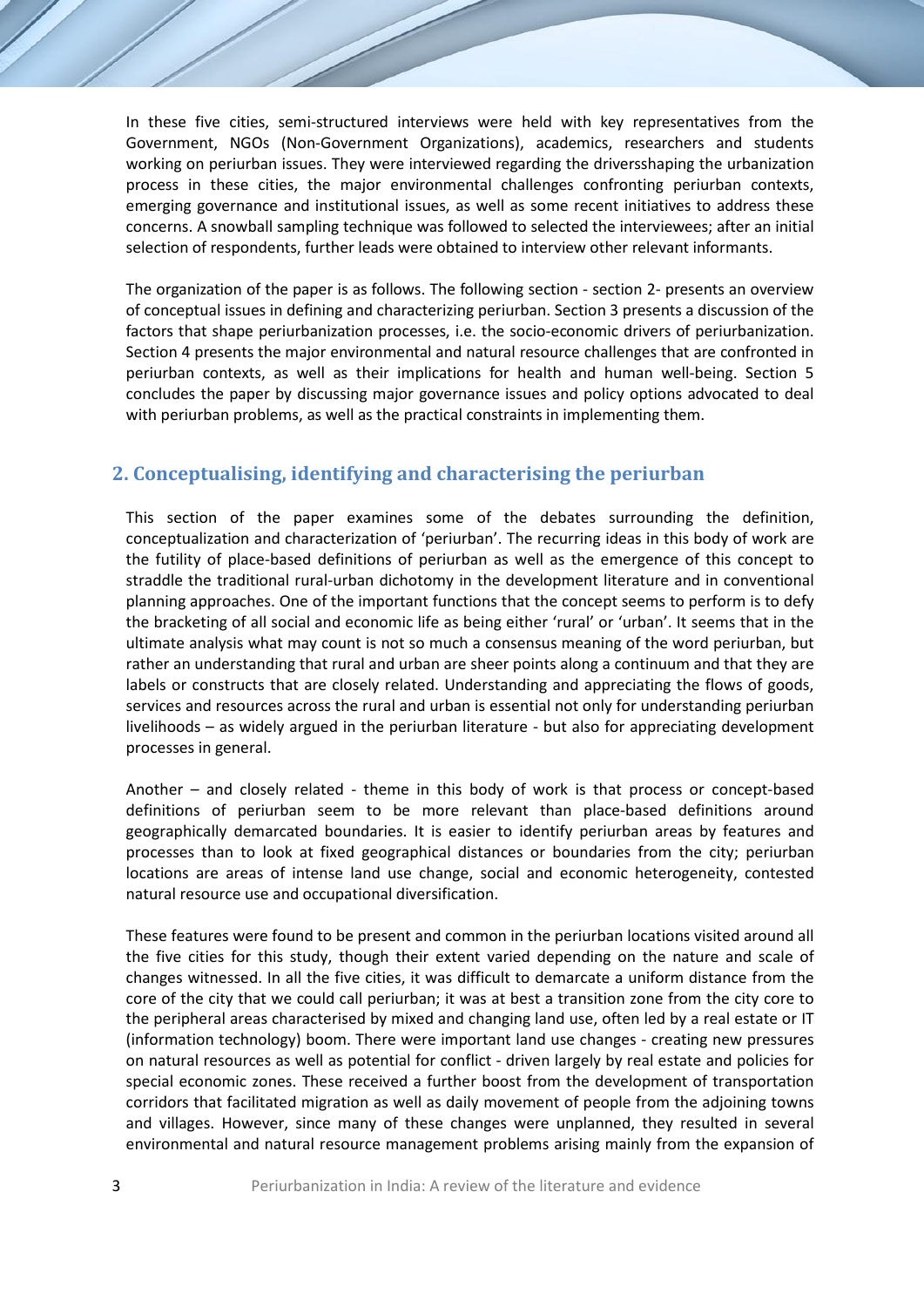In these five cities, semi-structured interviews were held with key representatives from the Government, NGOs (Non-Government Organizations), academics, researchers and students working on periurban issues. They were interviewed regarding the driversshaping the urbanization process in these cities, the major environmental challenges confronting periurban contexts, emerging governance and institutional issues, as well as some recent initiatives to address these concerns. A snowball sampling technique was followed to selected the interviewees; after an initial selection of respondents, further leads were obtained to interview other relevant informants.

The organization of the paper is as follows. The following section - section 2- presents an overview of conceptual issues in defining and characterizing periurban. Section 3 presents a discussion of the factors that shape periurbanization processes, i.e. the socio-economic drivers of periurbanization. Section 4 presents the major environmental and natural resource challenges that are confronted in periurban contexts, as well as their implications for health and human well-being. Section 5 concludes the paper by discussing major governance issues and policy options advocated to deal with periurban problems, as well as the practical constraints in implementing them.

## 2. Conceptualising, identifying and characterising the periurban

This section of the paper examines some of the debates surrounding the definition, conceptualization and characterization of 'periurban'. The recurring ideas in this body of work are the futility of place-based definitions of periurban as well as the emergence of this concept to straddle the traditional rural-urban dichotomy in the development literature and in conventional planning approaches. One of the important functions that the concept seems to perform is to defy the bracketing of all social and economic life as being either 'rural' or 'urban'. It seems that in the ultimate analysis what may count is not so much a consensus meaning of the word periurban, but rather an understanding that rural and urban are sheer points along a continuum and that they are labels or constructs that are closely related. Understanding and appreciating the flows of goods, services and resources across the rural and urban is essential not only for understanding periurban livelihoods – as widely argued in the periurban literature - but also for appreciating development processes in general.

Another – and closely related - theme in this body of work is that process or concept-based definitions of periurban seem to be more relevant than place-based definitions around geographically demarcated boundaries. It is easier to identify periurban areas by features and processes than to look at fixed geographical distances or boundaries from the city; periurban locations are areas of intense land use change, social and economic heterogeneity, contested natural resource use and occupational diversification.

These features were found to be present and common in the periurban locations visited around all the five cities for this study, though their extent varied depending on the nature and scale of changes witnessed. In all the five cities, it was difficult to demarcate a uniform distance from the core of the city that we could call periurban; it was at best a transition zone from the city core to the peripheral areas characterised by mixed and changing land use, often led by a real estate or IT (information technology) boom. There were important land use changes - creating new pressures on natural resources as well as potential for conflict - driven largely by real estate and policies for special economic zones. These received a further boost from the development of transportation corridors that facilitated migration as well as daily movement of people from the adjoining towns and villages. However, since many of these changes were unplanned, they resulted in several environmental and natural resource management problems arising mainly from the expansion of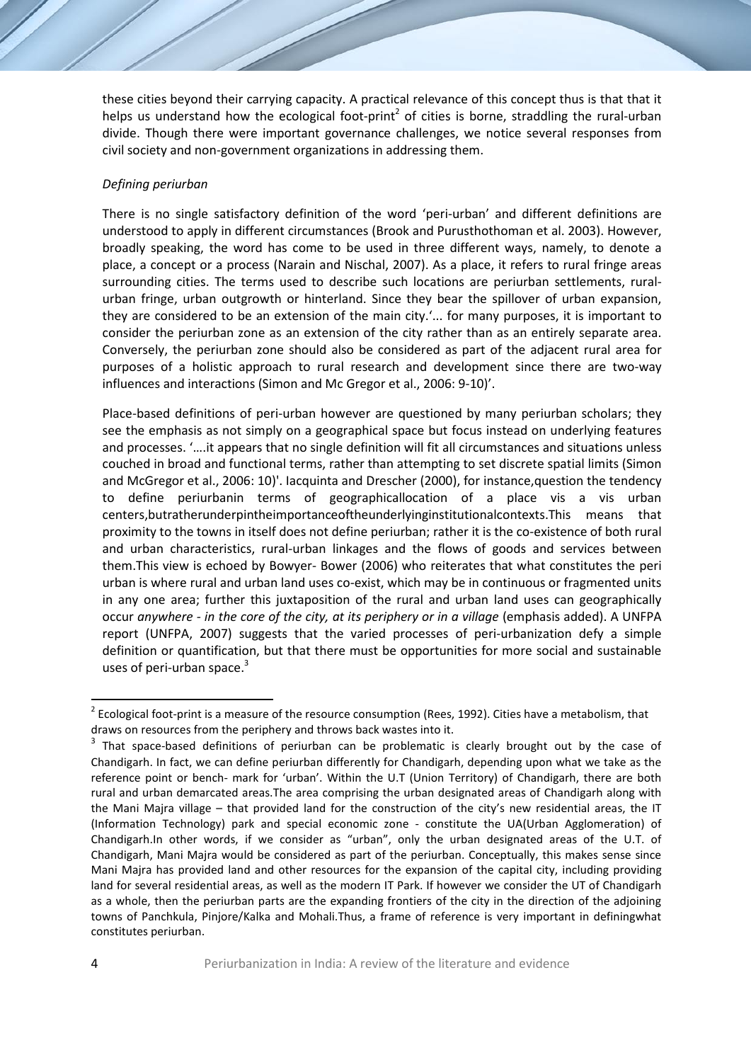these cities beyond their carrying capacity. A practical relevance of this concept thus is that that it helps us understand how the ecological foot-print[2] of cities is borne, straddling the rural-urban divide. Though there were important governance challenges, we notice several responses from civil society and non-government organizations in addressing them.

*Defining periurban*

There is no single satisfactory definition of the word 'peri-urban' and different definitions are understood to apply in different circumstances (Brook and Purusthothoman et al. 2003). However, broadly speaking, the word has come to be used in three different ways, namely, to denote a place, a concept or a process (Narain and Nischal, 2007). As a place, it refers to rural fringe areas surrounding cities. The terms used to describe such locations are periurban settlements, rural-urban fringe, urban outgrowth or hinterland. Since they bear the spillover of urban expansion, they are considered to be an extension of the main city.'... for many purposes, it is important to consider the periurban zone as an extension of the city rather than as an entirely separate area. Conversely, the periurban zone should also be considered as part of the adjacent rural area for purposes of a holistic approach to rural research and development since there are two-way influences and interactions (Simon and Mc Gregor et al., 2006: 9-10)'.

Place-based definitions of peri-urban however are questioned by many periurban scholars; they see the emphasis as not simply on a geographical space but focus instead on underlying features and processes. '….it appears that no single definition will fit all circumstances and situations unless couched in broad and functional terms, rather than attempting to set discrete spatial limits (Simon and McGregor et al., 2006: 10)'. Iacquinta and Drescher (2000), for instance,question the tendency to define periurbanin terms of geographicallocation of a place vis a vis urban centers,butratherunderpintheimportanceoftheunderlyinginstitutionalcontexts.This means that proximity to the towns in itself does not define periurban; rather it is the co-existence of both rural and urban characteristics, rural-urban linkages and the flows of goods and services between them.This view is echoed by Bowyer- Bower (2006) who reiterates that what constitutes the peri urban is where rural and urban land uses co-exist, which may be in continuous or fragmented units in any one area; further this juxtaposition of the rural and urban land uses can geographically occur *anywhere - in the core of the city, at its periphery or in a village* (emphasis added). A UNFPA report (UNFPA, 2007) suggests that the varied processes of peri-urbanization defy a simple definition or quantification, but that there must be opportunities for more social and sustainable uses of peri-urban space.[3]

---

[2] Ecological foot-print is a measure of the resource consumption (Rees, 1992). Cities have a metabolism, that draws on resources from the periphery and throws back wastes into it.

[3] That space-based definitions of periurban can be problematic is clearly brought out by the case of Chandigarh. In fact, we can define periurban differently for Chandigarh, depending upon what we take as the reference point or bench- mark for 'urban'. Within the U.T (Union Territory) of Chandigarh, there are both rural and urban demarcated areas.The area comprising the urban designated areas of Chandigarh along with the Mani Majra village – that provided land for the construction of the city's new residential areas, the IT (Information Technology) park and special economic zone - constitute the UA(Urban Agglomeration) of Chandigarh.In other words, if we consider as "urban", only the urban designated areas of the U.T. of Chandigarh, Mani Majra would be considered as part of the periurban. Conceptually, this makes sense since Mani Majra has provided land and other resources for the expansion of the capital city, including providing land for several residential areas, as well as the modern IT Park. If however we consider the UT of Chandigarh as a whole, then the periurban parts are the expanding frontiers of the city in the direction of the adjoining towns of Panchkula, Pinjore/Kalka and Mohali.Thus, a frame of reference is very important in definingwhat constitutes periurban.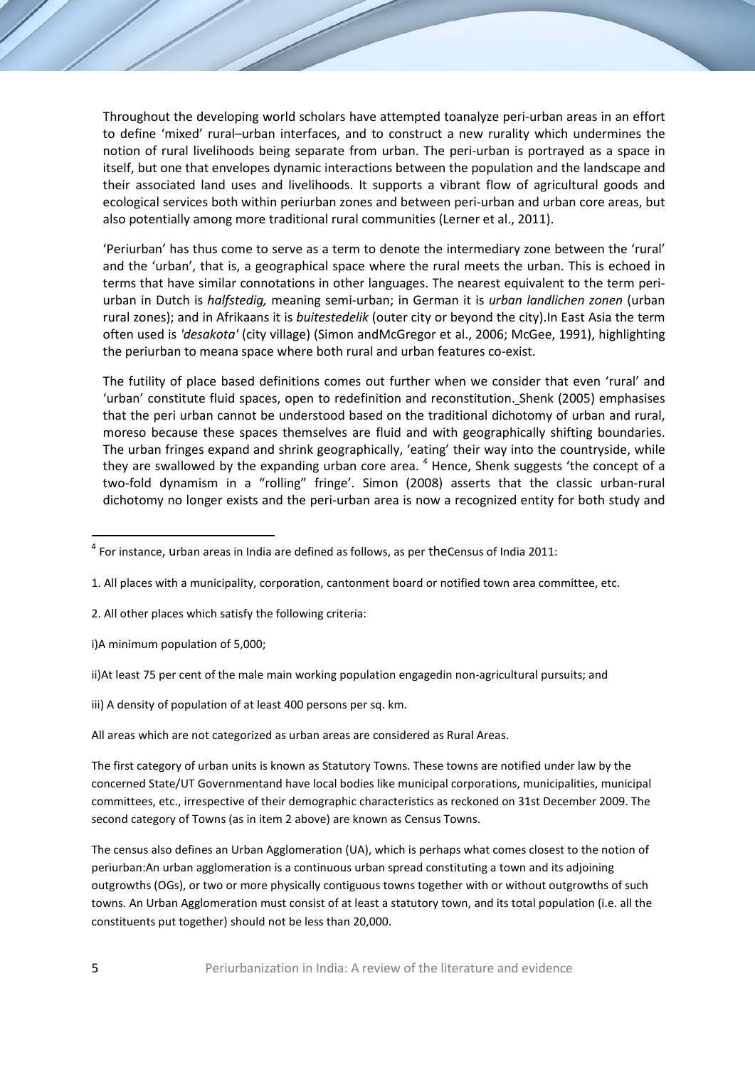Throughout the developing world scholars have attempted toanalyze peri-urban areas in an effort to define 'mixed' rural–urban interfaces, and to construct a new rurality which undermines the notion of rural livelihoods being separate from urban. The peri-urban is portrayed as a space in itself, but one that envelopes dynamic interactions between the population and the landscape and their associated land uses and livelihoods. It supports a vibrant flow of agricultural goods and ecological services both within periurban zones and between peri-urban and urban core areas, but also potentially among more traditional rural communities (Lerner et al., 2011).

'Periurban' has thus come to serve as a term to denote the intermediary zone between the 'rural' and the 'urban', that is, a geographical space where the rural meets the urban. This is echoed in terms that have similar connotations in other languages. The nearest equivalent to the term peri-urban in Dutch is *halfstedig,* meaning semi-urban; in German it is *urban landlichen zonen* (urban rural zones); and in Afrikaans it is *buitestedelik* (outer city or beyond the city).In East Asia the term often used is *'desakota'* (city village) (Simon andMcGregor et al., 2006; McGee, 1991), highlighting the periurban to meana space where both rural and urban features co-exist.

The futility of place based definitions comes out further when we consider that even 'rural' and 'urban' constitute fluid spaces, open to redefinition and reconstitution. Shenk (2005) emphasises that the peri urban cannot be understood based on the traditional dichotomy of urban and rural, moreso because these spaces themselves are fluid and with geographically shifting boundaries. The urban fringes expand and shrink geographically, 'eating' their way into the countryside, while they are swallowed by the expanding urban core area. [4] Hence, Shenk suggests 'the concept of a two-fold dynamism in a "rolling" fringe'. Simon (2008) asserts that the classic urban-rural dichotomy no longer exists and the peri-urban area is now a recognized entity for both study and

---

[4] For instance, urban areas in India are defined as follows, as per theCensus of India 2011:

1. All places with a municipality, corporation, cantonment board or notified town area committee, etc.

2. All other places which satisfy the following criteria:

i)A minimum population of 5,000;

ii)At least 75 per cent of the male main working population engagedin non-agricultural pursuits; and

iii) A density of population of at least 400 persons per sq. km.

All areas which are not categorized as urban areas are considered as Rural Areas.

The first category of urban units is known as Statutory Towns. These towns are notified under law by the concerned State/UT Governmentand have local bodies like municipal corporations, municipalities, municipal committees, etc., irrespective of their demographic characteristics as reckoned on 31st December 2009. The second category of Towns (as in item 2 above) are known as Census Towns.

The census also defines an Urban Agglomeration (UA), which is perhaps what comes closest to the notion of periurban:An urban agglomeration is a continuous urban spread constituting a town and its adjoining outgrowths (OGs), or two or more physically contiguous towns together with or without outgrowths of such towns. An Urban Agglomeration must consist of at least a statutory town, and its total population (i.e. all the constituents put together) should not be less than 20,000.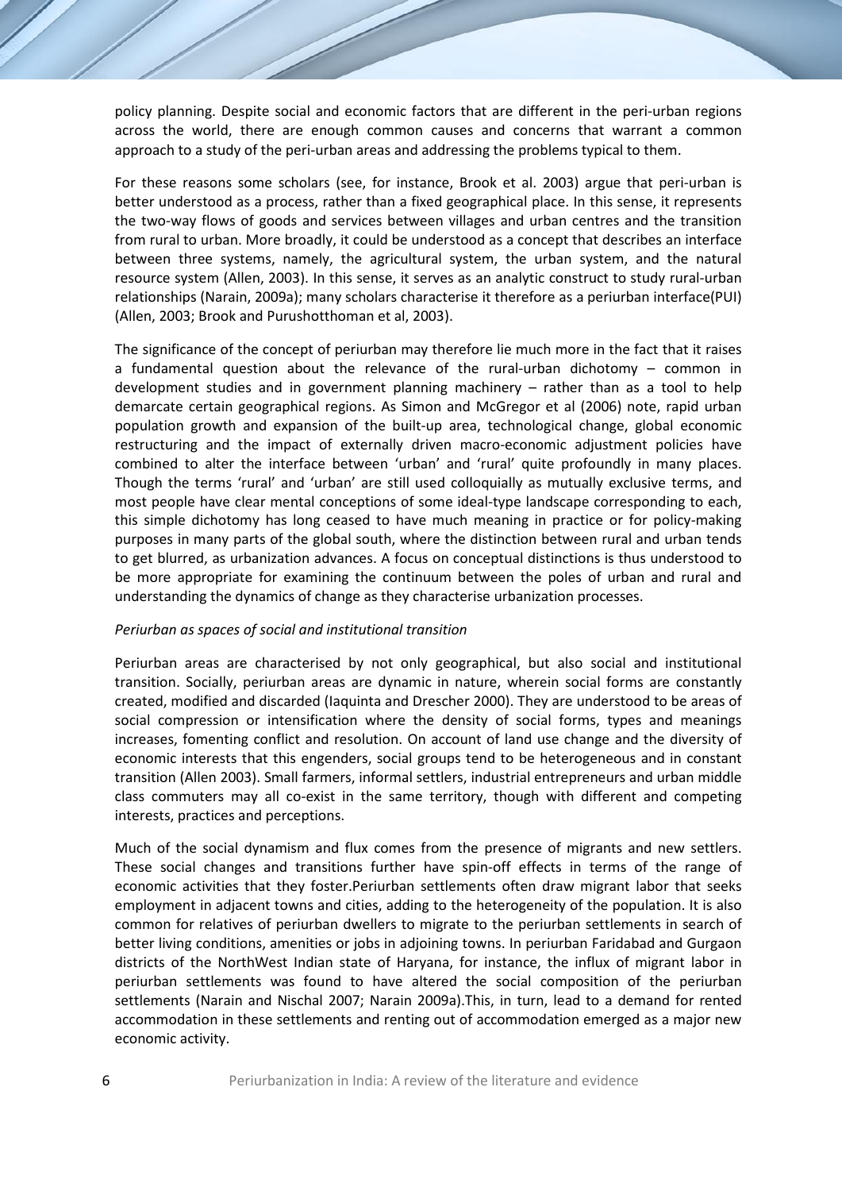policy planning. Despite social and economic factors that are different in the peri-urban regions across the world, there are enough common causes and concerns that warrant a common approach to a study of the peri-urban areas and addressing the problems typical to them.

For these reasons some scholars (see, for instance, Brook et al. 2003) argue that peri-urban is better understood as a process, rather than a fixed geographical place. In this sense, it represents the two-way flows of goods and services between villages and urban centres and the transition from rural to urban. More broadly, it could be understood as a concept that describes an interface between three systems, namely, the agricultural system, the urban system, and the natural resource system (Allen, 2003). In this sense, it serves as an analytic construct to study rural-urban relationships (Narain, 2009a); many scholars characterise it therefore as a periurban interface(PUI) (Allen, 2003; Brook and Purushotthoman et al, 2003).

The significance of the concept of periurban may therefore lie much more in the fact that it raises a fundamental question about the relevance of the rural-urban dichotomy – common in development studies and in government planning machinery – rather than as a tool to help demarcate certain geographical regions. As Simon and McGregor et al (2006) note, rapid urban population growth and expansion of the built-up area, technological change, global economic restructuring and the impact of externally driven macro-economic adjustment policies have combined to alter the interface between 'urban' and 'rural' quite profoundly in many places. Though the terms 'rural' and 'urban' are still used colloquially as mutually exclusive terms, and most people have clear mental conceptions of some ideal-type landscape corresponding to each, this simple dichotomy has long ceased to have much meaning in practice or for policy-making purposes in many parts of the global south, where the distinction between rural and urban tends to get blurred, as urbanization advances. A focus on conceptual distinctions is thus understood to be more appropriate for examining the continuum between the poles of urban and rural and understanding the dynamics of change as they characterise urbanization processes.

*Periurban as spaces of social and institutional transition*

Periurban areas are characterised by not only geographical, but also social and institutional transition. Socially, periurban areas are dynamic in nature, wherein social forms are constantly created, modified and discarded (Iaquinta and Drescher 2000). They are understood to be areas of social compression or intensification where the density of social forms, types and meanings increases, fomenting conflict and resolution. On account of land use change and the diversity of economic interests that this engenders, social groups tend to be heterogeneous and in constant transition (Allen 2003). Small farmers, informal settlers, industrial entrepreneurs and urban middle class commuters may all co-exist in the same territory, though with different and competing interests, practices and perceptions.

Much of the social dynamism and flux comes from the presence of migrants and new settlers. These social changes and transitions further have spin-off effects in terms of the range of economic activities that they foster.Periurban settlements often draw migrant labor that seeks employment in adjacent towns and cities, adding to the heterogeneity of the population. It is also common for relatives of periurban dwellers to migrate to the periurban settlements in search of better living conditions, amenities or jobs in adjoining towns. In periurban Faridabad and Gurgaon districts of the NorthWest Indian state of Haryana, for instance, the influx of migrant labor in periurban settlements was found to have altered the social composition of the periurban settlements (Narain and Nischal 2007; Narain 2009a).This, in turn, lead to a demand for rented accommodation in these settlements and renting out of accommodation emerged as a major new economic activity.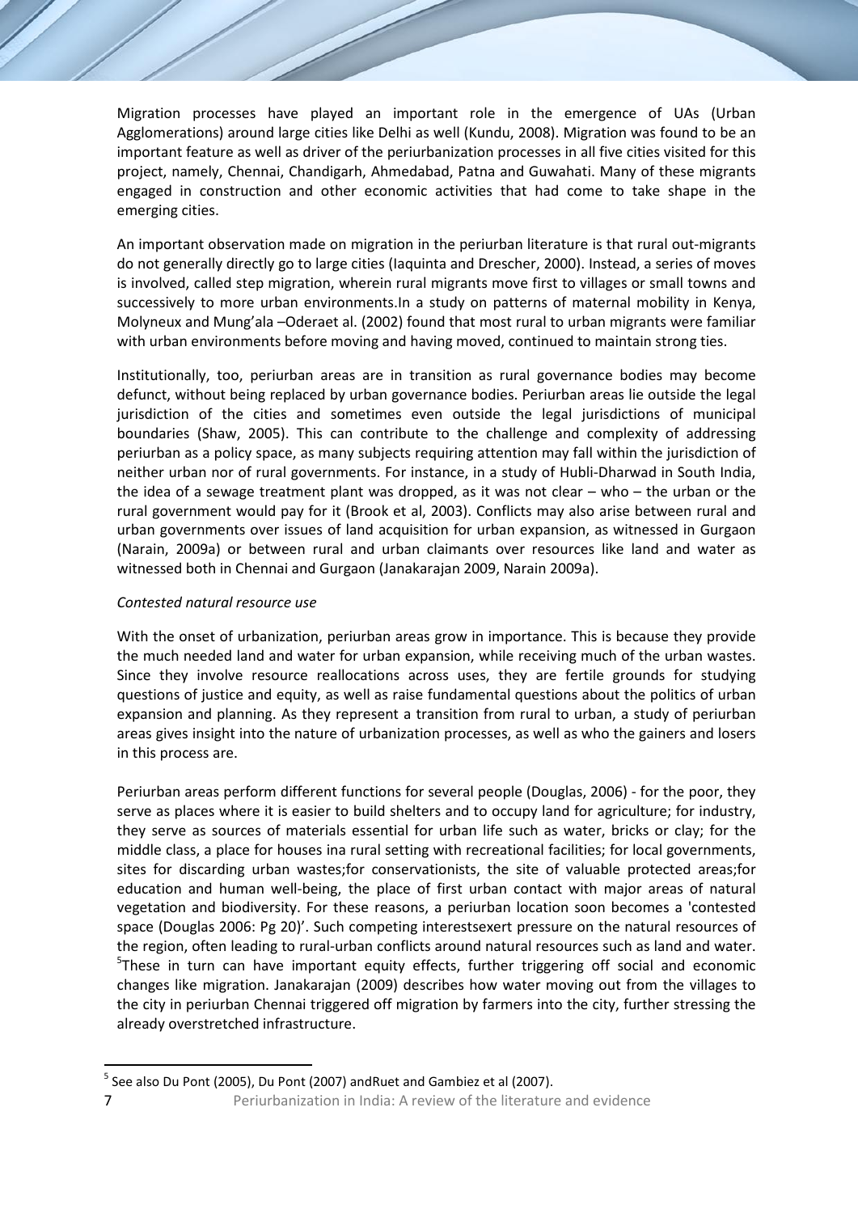Migration processes have played an important role in the emergence of UAs (Urban Agglomerations) around large cities like Delhi as well (Kundu, 2008). Migration was found to be an important feature as well as driver of the periurbanization processes in all five cities visited for this project, namely, Chennai, Chandigarh, Ahmedabad, Patna and Guwahati. Many of these migrants engaged in construction and other economic activities that had come to take shape in the emerging cities.

An important observation made on migration in the periurban literature is that rural out-migrants do not generally directly go to large cities (Iaquinta and Drescher, 2000). Instead, a series of moves is involved, called step migration, wherein rural migrants move first to villages or small towns and successively to more urban environments.In a study on patterns of maternal mobility in Kenya, Molyneux and Mung'ala –Oderaet al. (2002) found that most rural to urban migrants were familiar with urban environments before moving and having moved, continued to maintain strong ties.

Institutionally, too, periurban areas are in transition as rural governance bodies may become defunct, without being replaced by urban governance bodies. Periurban areas lie outside the legal jurisdiction of the cities and sometimes even outside the legal jurisdictions of municipal boundaries (Shaw, 2005). This can contribute to the challenge and complexity of addressing periurban as a policy space, as many subjects requiring attention may fall within the jurisdiction of neither urban nor of rural governments. For instance, in a study of Hubli-Dharwad in South India, the idea of a sewage treatment plant was dropped, as it was not clear – who – the urban or the rural government would pay for it (Brook et al, 2003). Conflicts may also arise between rural and urban governments over issues of land acquisition for urban expansion, as witnessed in Gurgaon (Narain, 2009a) or between rural and urban claimants over resources like land and water as witnessed both in Chennai and Gurgaon (Janakarajan 2009, Narain 2009a).

*Contested natural resource use*

With the onset of urbanization, periurban areas grow in importance. This is because they provide the much needed land and water for urban expansion, while receiving much of the urban wastes. Since they involve resource reallocations across uses, they are fertile grounds for studying questions of justice and equity, as well as raise fundamental questions about the politics of urban expansion and planning. As they represent a transition from rural to urban, a study of periurban areas gives insight into the nature of urbanization processes, as well as who the gainers and losers in this process are.

Periurban areas perform different functions for several people (Douglas, 2006) - for the poor, they serve as places where it is easier to build shelters and to occupy land for agriculture; for industry, they serve as sources of materials essential for urban life such as water, bricks or clay; for the middle class, a place for houses ina rural setting with recreational facilities; for local governments, sites for discarding urban wastes;for conservationists, the site of valuable protected areas;for education and human well-being, the place of first urban contact with major areas of natural vegetation and biodiversity. For these reasons, a periurban location soon becomes a 'contested space (Douglas 2006: Pg 20)'. Such competing interestsexert pressure on the natural resources of the region, often leading to rural-urban conflicts around natural resources such as land and water. [5]These in turn can have important equity effects, further triggering off social and economic changes like migration. Janakarajan (2009) describes how water moving out from the villages to the city in periurban Chennai triggered off migration by farmers into the city, further stressing the already overstretched infrastructure.

[5] See also Du Pont (2005), Du Pont (2007) andRuet and Gambiez et al (2007).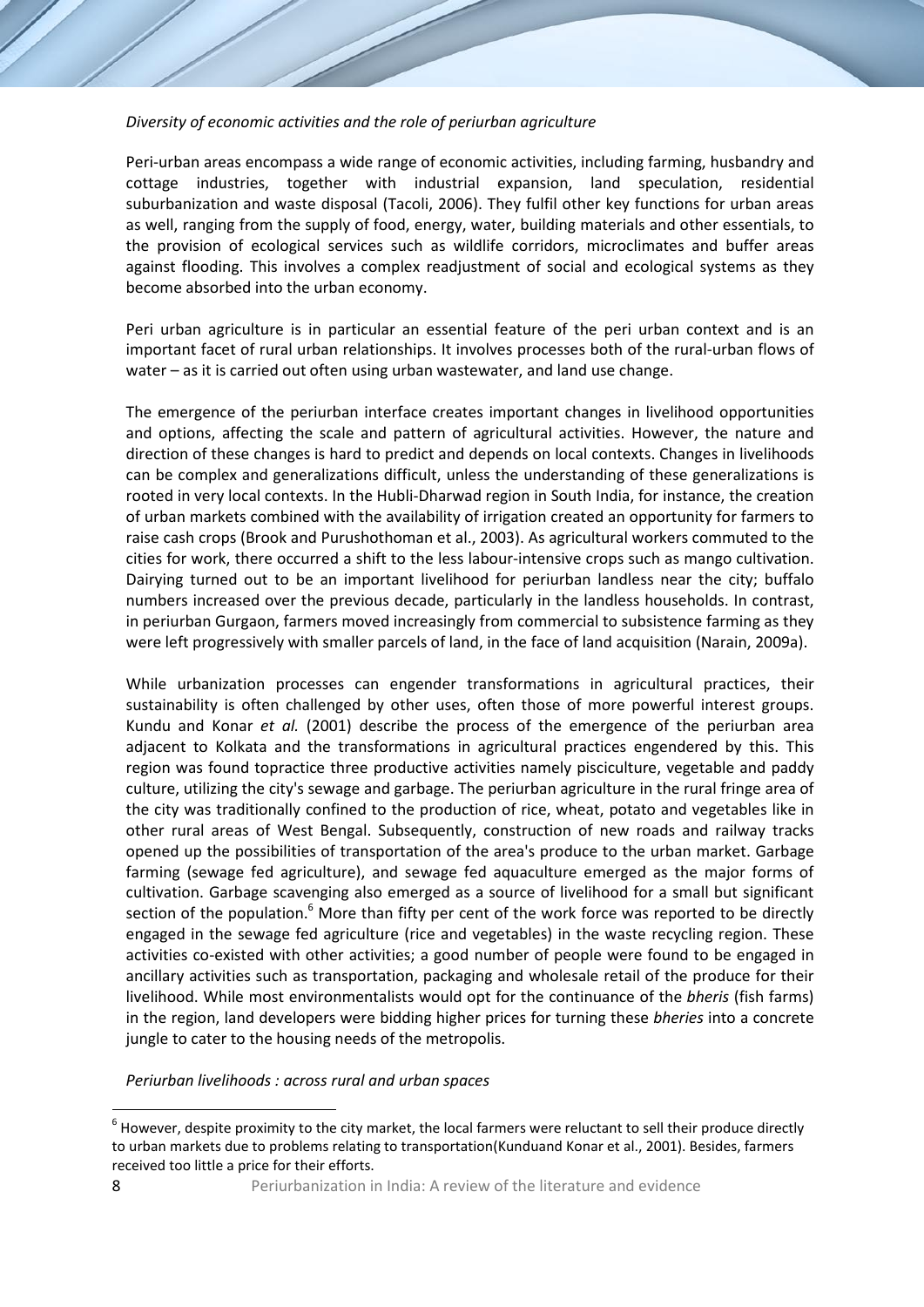*Diversity of economic activities and the role of periurban agriculture*

Peri-urban areas encompass a wide range of economic activities, including farming, husbandry and cottage industries, together with industrial expansion, land speculation, residential suburbanization and waste disposal (Tacoli, 2006). They fulfil other key functions for urban areas as well, ranging from the supply of food, energy, water, building materials and other essentials, to the provision of ecological services such as wildlife corridors, microclimates and buffer areas against flooding. This involves a complex readjustment of social and ecological systems as they become absorbed into the urban economy.

Peri urban agriculture is in particular an essential feature of the peri urban context and is an important facet of rural urban relationships. It involves processes both of the rural-urban flows of water – as it is carried out often using urban wastewater, and land use change.

The emergence of the periurban interface creates important changes in livelihood opportunities and options, affecting the scale and pattern of agricultural activities. However, the nature and direction of these changes is hard to predict and depends on local contexts. Changes in livelihoods can be complex and generalizations difficult, unless the understanding of these generalizations is rooted in very local contexts. In the Hubli-Dharwad region in South India, for instance, the creation of urban markets combined with the availability of irrigation created an opportunity for farmers to raise cash crops (Brook and Purushothoman et al., 2003). As agricultural workers commuted to the cities for work, there occurred a shift to the less labour-intensive crops such as mango cultivation. Dairying turned out to be an important livelihood for periurban landless near the city; buffalo numbers increased over the previous decade, particularly in the landless households. In contrast, in periurban Gurgaon, farmers moved increasingly from commercial to subsistence farming as they were left progressively with smaller parcels of land, in the face of land acquisition (Narain, 2009a).

While urbanization processes can engender transformations in agricultural practices, their sustainability is often challenged by other uses, often those of more powerful interest groups. Kundu and Konar *et al.* (2001) describe the process of the emergence of the periurban area adjacent to Kolkata and the transformations in agricultural practices engendered by this. This region was found topractice three productive activities namely pisciculture, vegetable and paddy culture, utilizing the city's sewage and garbage. The periurban agriculture in the rural fringe area of the city was traditionally confined to the production of rice, wheat, potato and vegetables like in other rural areas of West Bengal. Subsequently, construction of new roads and railway tracks opened up the possibilities of transportation of the area's produce to the urban market. Garbage farming (sewage fed agriculture), and sewage fed aquaculture emerged as the major forms of cultivation. Garbage scavenging also emerged as a source of livelihood for a small but significant section of the population.[6] More than fifty per cent of the work force was reported to be directly engaged in the sewage fed agriculture (rice and vegetables) in the waste recycling region. These activities co-existed with other activities; a good number of people were found to be engaged in ancillary activities such as transportation, packaging and wholesale retail of the produce for their livelihood. While most environmentalists would opt for the continuance of the *bheris* (fish farms) in the region, land developers were bidding higher prices for turning these *bheries* into a concrete jungle to cater to the housing needs of the metropolis.

*Periurban livelihoods : across rural and urban spaces*

[6] However, despite proximity to the city market, the local farmers were reluctant to sell their produce directly to urban markets due to problems relating to transportation(Kunduand Konar et al., 2001). Besides, farmers received too little a price for their efforts.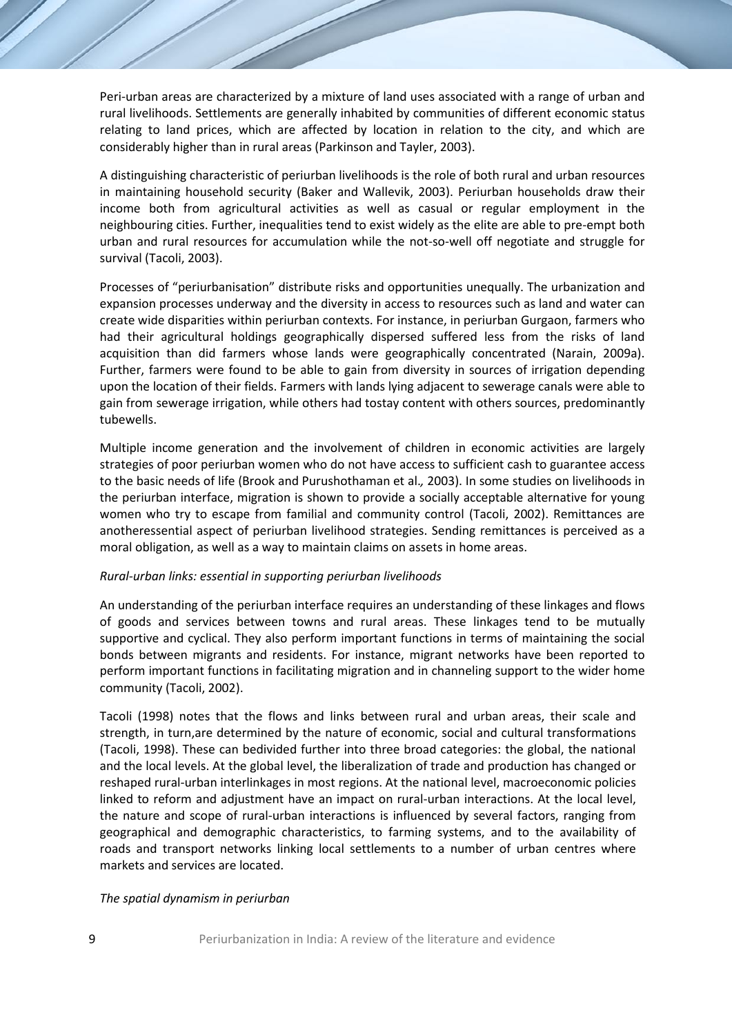Peri-urban areas are characterized by a mixture of land uses associated with a range of urban and rural livelihoods. Settlements are generally inhabited by communities of different economic status relating to land prices, which are affected by location in relation to the city, and which are considerably higher than in rural areas (Parkinson and Tayler, 2003).

A distinguishing characteristic of periurban livelihoods is the role of both rural and urban resources in maintaining household security (Baker and Wallevik, 2003). Periurban households draw their income both from agricultural activities as well as casual or regular employment in the neighbouring cities. Further, inequalities tend to exist widely as the elite are able to pre-empt both urban and rural resources for accumulation while the not-so-well off negotiate and struggle for survival (Tacoli, 2003).

Processes of "periurbanisation" distribute risks and opportunities unequally. The urbanization and expansion processes underway and the diversity in access to resources such as land and water can create wide disparities within periurban contexts. For instance, in periurban Gurgaon, farmers who had their agricultural holdings geographically dispersed suffered less from the risks of land acquisition than did farmers whose lands were geographically concentrated (Narain, 2009a). Further, farmers were found to be able to gain from diversity in sources of irrigation depending upon the location of their fields. Farmers with lands lying adjacent to sewerage canals were able to gain from sewerage irrigation, while others had tostay content with others sources, predominantly tubewells.

Multiple income generation and the involvement of children in economic activities are largely strategies of poor periurban women who do not have access to sufficient cash to guarantee access to the basic needs of life (Brook and Purushothaman et al*.,* 2003). In some studies on livelihoods in the periurban interface, migration is shown to provide a socially acceptable alternative for young women who try to escape from familial and community control (Tacoli, 2002). Remittances are anotheressential aspect of periurban livelihood strategies. Sending remittances is perceived as a moral obligation, as well as a way to maintain claims on assets in home areas.

*Rural-urban links: essential in supporting periurban livelihoods*

An understanding of the periurban interface requires an understanding of these linkages and flows of goods and services between towns and rural areas. These linkages tend to be mutually supportive and cyclical. They also perform important functions in terms of maintaining the social bonds between migrants and residents. For instance, migrant networks have been reported to perform important functions in facilitating migration and in channeling support to the wider home community (Tacoli, 2002).

Tacoli (1998) notes that the flows and links between rural and urban areas, their scale and strength, in turn,are determined by the nature of economic, social and cultural transformations (Tacoli, 1998). These can bedivided further into three broad categories: the global, the national and the local levels. At the global level, the liberalization of trade and production has changed or reshaped rural-urban interlinkages in most regions. At the national level, macroeconomic policies linked to reform and adjustment have an impact on rural-urban interactions. At the local level, the nature and scope of rural-urban interactions is influenced by several factors, ranging from geographical and demographic characteristics, to farming systems, and to the availability of roads and transport networks linking local settlements to a number of urban centres where markets and services are located.

*The spatial dynamism in periurban*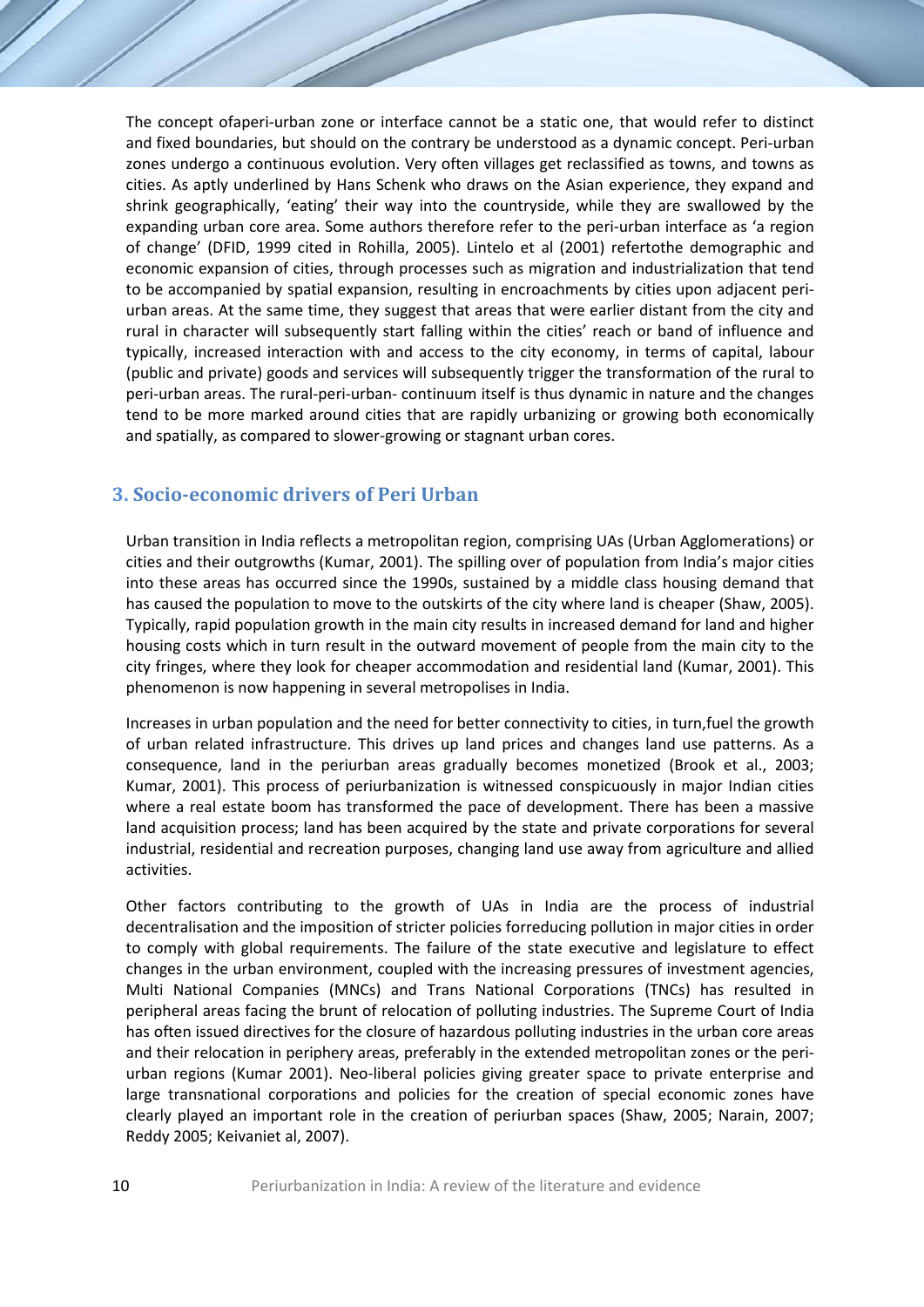The concept ofaperi-urban zone or interface cannot be a static one, that would refer to distinct and fixed boundaries, but should on the contrary be understood as a dynamic concept. Peri-urban zones undergo a continuous evolution. Very often villages get reclassified as towns, and towns as cities. As aptly underlined by Hans Schenk who draws on the Asian experience, they expand and shrink geographically, 'eating' their way into the countryside, while they are swallowed by the expanding urban core area. Some authors therefore refer to the peri-urban interface as 'a region of change' (DFID, 1999 cited in Rohilla, 2005). Lintelo et al (2001) refertothe demographic and economic expansion of cities, through processes such as migration and industrialization that tend to be accompanied by spatial expansion, resulting in encroachments by cities upon adjacent peri-urban areas. At the same time, they suggest that areas that were earlier distant from the city and rural in character will subsequently start falling within the cities' reach or band of influence and typically, increased interaction with and access to the city economy, in terms of capital, labour (public and private) goods and services will subsequently trigger the transformation of the rural to peri-urban areas. The rural-peri-urban- continuum itself is thus dynamic in nature and the changes tend to be more marked around cities that are rapidly urbanizing or growing both economically and spatially, as compared to slower-growing or stagnant urban cores.

## 3. Socio-economic drivers of Peri Urban

Urban transition in India reflects a metropolitan region, comprising UAs (Urban Agglomerations) or cities and their outgrowths (Kumar, 2001). The spilling over of population from India's major cities into these areas has occurred since the 1990s, sustained by a middle class housing demand that has caused the population to move to the outskirts of the city where land is cheaper (Shaw, 2005). Typically, rapid population growth in the main city results in increased demand for land and higher housing costs which in turn result in the outward movement of people from the main city to the city fringes, where they look for cheaper accommodation and residential land (Kumar, 2001). This phenomenon is now happening in several metropolises in India.

Increases in urban population and the need for better connectivity to cities, in turn,fuel the growth of urban related infrastructure. This drives up land prices and changes land use patterns. As a consequence, land in the periurban areas gradually becomes monetized (Brook et al., 2003; Kumar, 2001). This process of periurbanization is witnessed conspicuously in major Indian cities where a real estate boom has transformed the pace of development. There has been a massive land acquisition process; land has been acquired by the state and private corporations for several industrial, residential and recreation purposes, changing land use away from agriculture and allied activities.

Other factors contributing to the growth of UAs in India are the process of industrial decentralisation and the imposition of stricter policies forreducing pollution in major cities in order to comply with global requirements. The failure of the state executive and legislature to effect changes in the urban environment, coupled with the increasing pressures of investment agencies, Multi National Companies (MNCs) and Trans National Corporations (TNCs) has resulted in peripheral areas facing the brunt of relocation of polluting industries. The Supreme Court of India has often issued directives for the closure of hazardous polluting industries in the urban core areas and their relocation in periphery areas, preferably in the extended metropolitan zones or the peri-urban regions (Kumar 2001). Neo-liberal policies giving greater space to private enterprise and large transnational corporations and policies for the creation of special economic zones have clearly played an important role in the creation of periurban spaces (Shaw, 2005; Narain, 2007; Reddy 2005; Keivaniet al, 2007).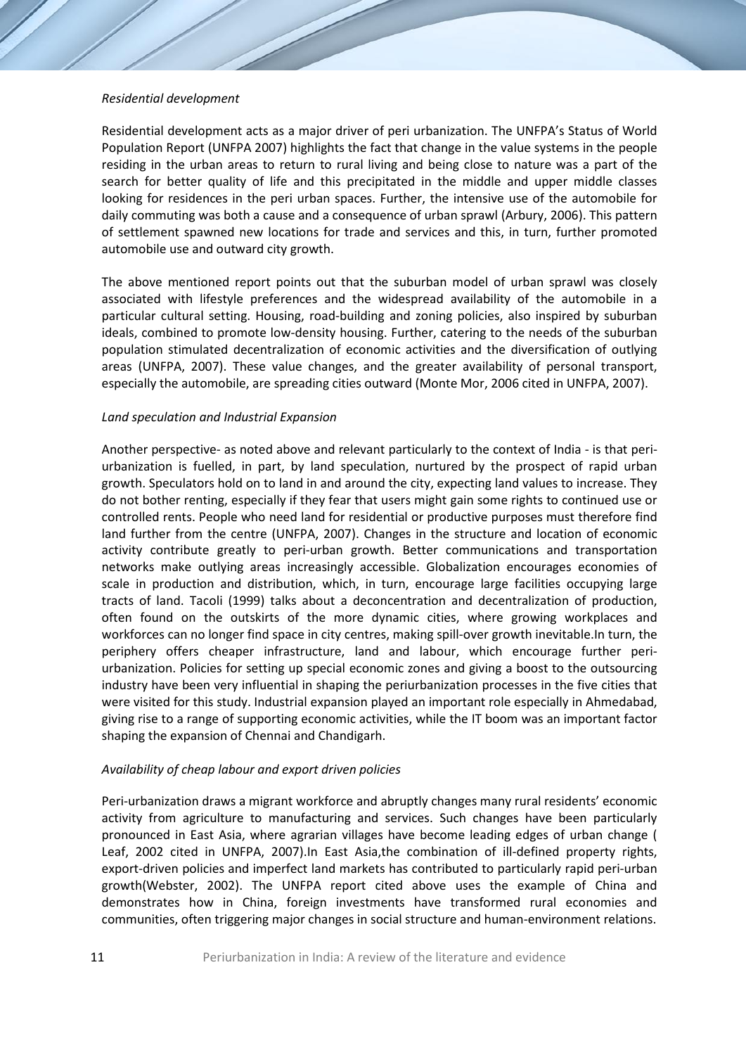*Residential development*

Residential development acts as a major driver of peri urbanization. The UNFPA's Status of World Population Report (UNFPA 2007) highlights the fact that change in the value systems in the people residing in the urban areas to return to rural living and being close to nature was a part of the search for better quality of life and this precipitated in the middle and upper middle classes looking for residences in the peri urban spaces. Further, the intensive use of the automobile for daily commuting was both a cause and a consequence of urban sprawl (Arbury, 2006). This pattern of settlement spawned new locations for trade and services and this, in turn, further promoted automobile use and outward city growth.

The above mentioned report points out that the suburban model of urban sprawl was closely associated with lifestyle preferences and the widespread availability of the automobile in a particular cultural setting. Housing, road-building and zoning policies, also inspired by suburban ideals, combined to promote low-density housing. Further, catering to the needs of the suburban population stimulated decentralization of economic activities and the diversification of outlying areas (UNFPA, 2007). These value changes, and the greater availability of personal transport, especially the automobile, are spreading cities outward (Monte Mor, 2006 cited in UNFPA, 2007).

*Land speculation and Industrial Expansion*

Another perspective- as noted above and relevant particularly to the context of India - is that peri-urbanization is fuelled, in part, by land speculation, nurtured by the prospect of rapid urban growth. Speculators hold on to land in and around the city, expecting land values to increase. They do not bother renting, especially if they fear that users might gain some rights to continued use or controlled rents. People who need land for residential or productive purposes must therefore find land further from the centre (UNFPA, 2007). Changes in the structure and location of economic activity contribute greatly to peri-urban growth. Better communications and transportation networks make outlying areas increasingly accessible. Globalization encourages economies of scale in production and distribution, which, in turn, encourage large facilities occupying large tracts of land. Tacoli (1999) talks about a deconcentration and decentralization of production, often found on the outskirts of the more dynamic cities, where growing workplaces and workforces can no longer find space in city centres, making spill-over growth inevitable.In turn, the periphery offers cheaper infrastructure, land and labour, which encourage further peri-urbanization. Policies for setting up special economic zones and giving a boost to the outsourcing industry have been very influential in shaping the periurbanization processes in the five cities that were visited for this study. Industrial expansion played an important role especially in Ahmedabad, giving rise to a range of supporting economic activities, while the IT boom was an important factor shaping the expansion of Chennai and Chandigarh.

*Availability of cheap labour and export driven policies*

Peri-urbanization draws a migrant workforce and abruptly changes many rural residents' economic activity from agriculture to manufacturing and services. Such changes have been particularly pronounced in East Asia, where agrarian villages have become leading edges of urban change ( Leaf, 2002 cited in UNFPA, 2007).In East Asia,the combination of ill-defined property rights, export-driven policies and imperfect land markets has contributed to particularly rapid peri-urban growth(Webster, 2002). The UNFPA report cited above uses the example of China and demonstrates how in China, foreign investments have transformed rural economies and communities, often triggering major changes in social structure and human-environment relations.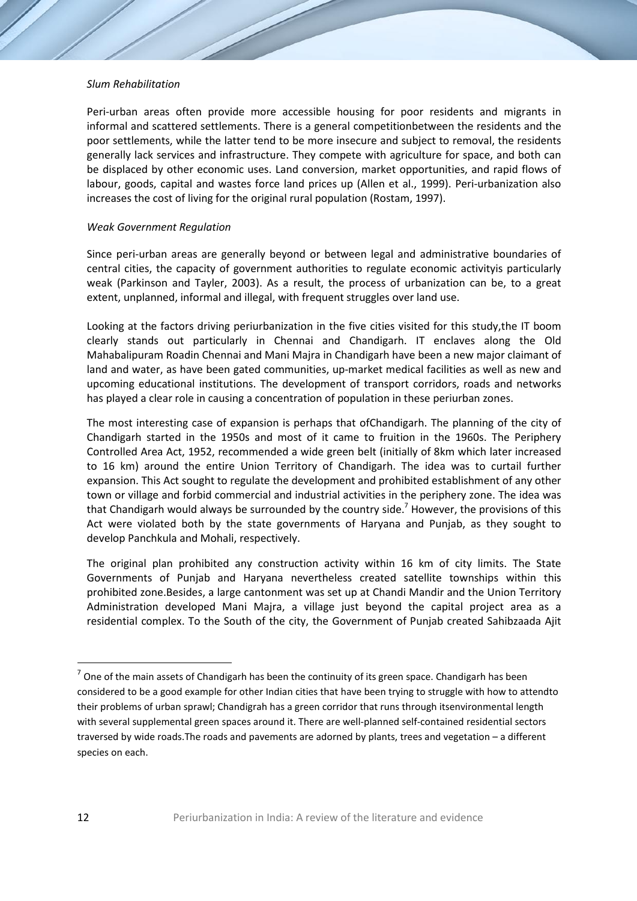*Slum Rehabilitation*

Peri-urban areas often provide more accessible housing for poor residents and migrants in informal and scattered settlements. There is a general competitionbetween the residents and the poor settlements, while the latter tend to be more insecure and subject to removal, the residents generally lack services and infrastructure. They compete with agriculture for space, and both can be displaced by other economic uses. Land conversion, market opportunities, and rapid flows of labour, goods, capital and wastes force land prices up (Allen et al., 1999). Peri-urbanization also increases the cost of living for the original rural population (Rostam, 1997).

*Weak Government Regulation*

Since peri-urban areas are generally beyond or between legal and administrative boundaries of central cities, the capacity of government authorities to regulate economic activityis particularly weak (Parkinson and Tayler, 2003). As a result, the process of urbanization can be, to a great extent, unplanned, informal and illegal, with frequent struggles over land use.

Looking at the factors driving periurbanization in the five cities visited for this study,the IT boom clearly stands out particularly in Chennai and Chandigarh. IT enclaves along the Old Mahabalipuram Roadin Chennai and Mani Majra in Chandigarh have been a new major claimant of land and water, as have been gated communities, up-market medical facilities as well as new and upcoming educational institutions. The development of transport corridors, roads and networks has played a clear role in causing a concentration of population in these periurban zones.

The most interesting case of expansion is perhaps that ofChandigarh. The planning of the city of Chandigarh started in the 1950s and most of it came to fruition in the 1960s. The Periphery Controlled Area Act, 1952, recommended a wide green belt (initially of 8km which later increased to 16 km) around the entire Union Territory of Chandigarh. The idea was to curtail further expansion. This Act sought to regulate the development and prohibited establishment of any other town or village and forbid commercial and industrial activities in the periphery zone. The idea was that Chandigarh would always be surrounded by the country side.[7] However, the provisions of this Act were violated both by the state governments of Haryana and Punjab, as they sought to develop Panchkula and Mohali, respectively.

The original plan prohibited any construction activity within 16 km of city limits. The State Governments of Punjab and Haryana nevertheless created satellite townships within this prohibited zone.Besides, a large cantonment was set up at Chandi Mandir and the Union Territory Administration developed Mani Majra, a village just beyond the capital project area as a residential complex. To the South of the city, the Government of Punjab created Sahibzaada Ajit

[7] One of the main assets of Chandigarh has been the continuity of its green space. Chandigarh has been considered to be a good example for other Indian cities that have been trying to struggle with how to attendto their problems of urban sprawl; Chandigrah has a green corridor that runs through itsenvironmental length with several supplemental green spaces around it. There are well-planned self-contained residential sectors traversed by wide roads.The roads and pavements are adorned by plants, trees and vegetation – a different species on each.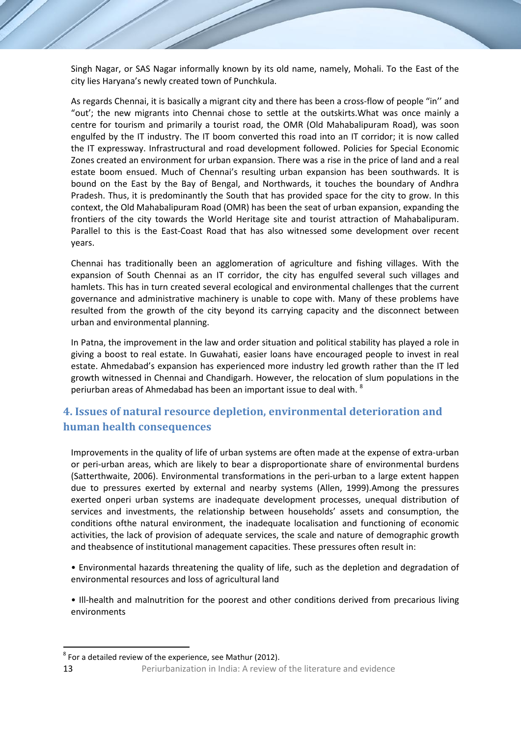Singh Nagar, or SAS Nagar informally known by its old name, namely, Mohali. To the East of the city lies Haryana's newly created town of Punchkula.

As regards Chennai, it is basically a migrant city and there has been a cross-flow of people "in'' and "out'; the new migrants into Chennai chose to settle at the outskirts.What was once mainly a centre for tourism and primarily a tourist road, the OMR (Old Mahabalipuram Road), was soon engulfed by the IT industry. The IT boom converted this road into an IT corridor; it is now called the IT expressway. Infrastructural and road development followed. Policies for Special Economic Zones created an environment for urban expansion. There was a rise in the price of land and a real estate boom ensued. Much of Chennai's resulting urban expansion has been southwards. It is bound on the East by the Bay of Bengal, and Northwards, it touches the boundary of Andhra Pradesh. Thus, it is predominantly the South that has provided space for the city to grow. In this context, the Old Mahabalipuram Road (OMR) has been the seat of urban expansion, expanding the frontiers of the city towards the World Heritage site and tourist attraction of Mahabalipuram. Parallel to this is the East-Coast Road that has also witnessed some development over recent years.

Chennai has traditionally been an agglomeration of agriculture and fishing villages. With the expansion of South Chennai as an IT corridor, the city has engulfed several such villages and hamlets. This has in turn created several ecological and environmental challenges that the current governance and administrative machinery is unable to cope with. Many of these problems have resulted from the growth of the city beyond its carrying capacity and the disconnect between urban and environmental planning.

In Patna, the improvement in the law and order situation and political stability has played a role in giving a boost to real estate. In Guwahati, easier loans have encouraged people to invest in real estate. Ahmedabad's expansion has experienced more industry led growth rather than the IT led growth witnessed in Chennai and Chandigarh. However, the relocation of slum populations in the periurban areas of Ahmedabad has been an important issue to deal with. [8]

## 4. Issues of natural resource depletion, environmental deterioration and human health consequences

Improvements in the quality of life of urban systems are often made at the expense of extra-urban or peri-urban areas, which are likely to bear a disproportionate share of environmental burdens (Satterthwaite, 2006). Environmental transformations in the peri-urban to a large extent happen due to pressures exerted by external and nearby systems (Allen, 1999).Among the pressures exerted onperi urban systems are inadequate development processes, unequal distribution of services and investments, the relationship between households' assets and consumption, the conditions ofthe natural environment, the inadequate localisation and functioning of economic activities, the lack of provision of adequate services, the scale and nature of demographic growth and theabsence of institutional management capacities. These pressures often result in:

- Environmental hazards threatening the quality of life, such as the depletion and degradation of environmental resources and loss of agricultural land
- Ill-health and malnutrition for the poorest and other conditions derived from precarious living environments

[8] For a detailed review of the experience, see Mathur (2012).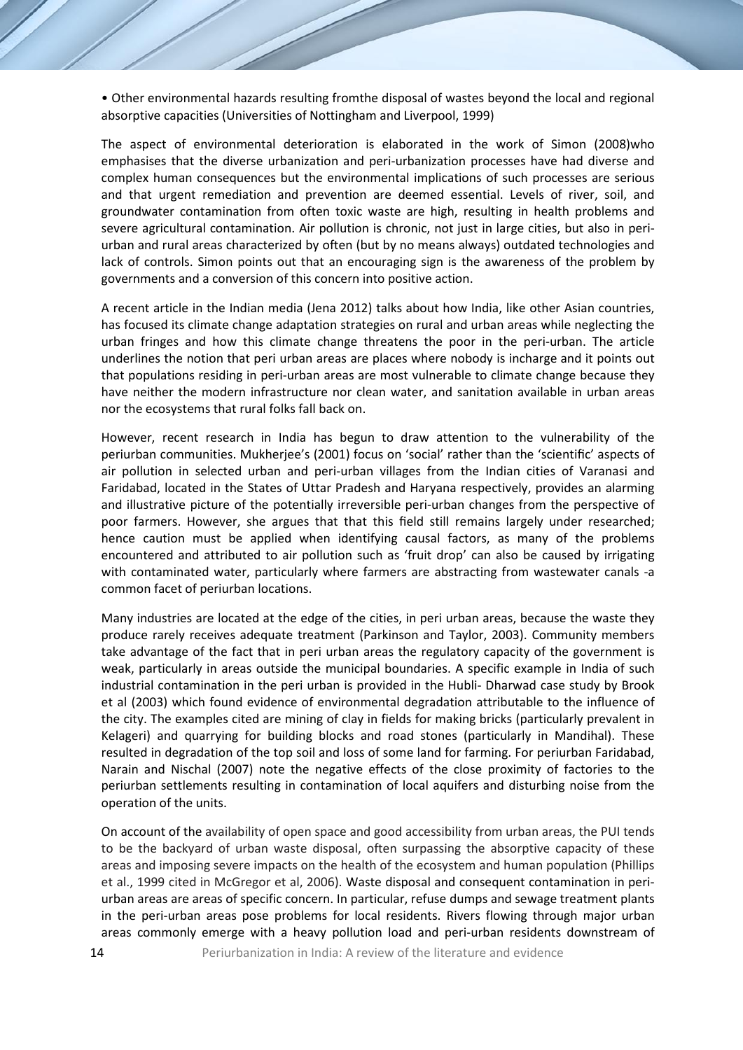• Other environmental hazards resulting fromthe disposal of wastes beyond the local and regional absorptive capacities (Universities of Nottingham and Liverpool, 1999)

The aspect of environmental deterioration is elaborated in the work of Simon (2008)who emphasises that the diverse urbanization and peri-urbanization processes have had diverse and complex human consequences but the environmental implications of such processes are serious and that urgent remediation and prevention are deemed essential. Levels of river, soil, and groundwater contamination from often toxic waste are high, resulting in health problems and severe agricultural contamination. Air pollution is chronic, not just in large cities, but also in peri-urban and rural areas characterized by often (but by no means always) outdated technologies and lack of controls. Simon points out that an encouraging sign is the awareness of the problem by governments and a conversion of this concern into positive action.

A recent article in the Indian media (Jena 2012) talks about how India, like other Asian countries, has focused its climate change adaptation strategies on rural and urban areas while neglecting the urban fringes and how this climate change threatens the poor in the peri-urban. The article underlines the notion that peri urban areas are places where nobody is incharge and it points out that populations residing in peri-urban areas are most vulnerable to climate change because they have neither the modern infrastructure nor clean water, and sanitation available in urban areas nor the ecosystems that rural folks fall back on.

However, recent research in India has begun to draw attention to the vulnerability of the periurban communities. Mukherjee's (2001) focus on 'social' rather than the 'scientific' aspects of air pollution in selected urban and peri-urban villages from the Indian cities of Varanasi and Faridabad, located in the States of Uttar Pradesh and Haryana respectively, provides an alarming and illustrative picture of the potentially irreversible peri-urban changes from the perspective of poor farmers. However, she argues that that this field still remains largely under researched; hence caution must be applied when identifying causal factors, as many of the problems encountered and attributed to air pollution such as 'fruit drop' can also be caused by irrigating with contaminated water, particularly where farmers are abstracting from wastewater canals -a common facet of periurban locations.

Many industries are located at the edge of the cities, in peri urban areas, because the waste they produce rarely receives adequate treatment (Parkinson and Taylor, 2003). Community members take advantage of the fact that in peri urban areas the regulatory capacity of the government is weak, particularly in areas outside the municipal boundaries. A specific example in India of such industrial contamination in the peri urban is provided in the Hubli- Dharwad case study by Brook et al (2003) which found evidence of environmental degradation attributable to the influence of the city. The examples cited are mining of clay in fields for making bricks (particularly prevalent in Kelageri) and quarrying for building blocks and road stones (particularly in Mandihal). These resulted in degradation of the top soil and loss of some land for farming. For periurban Faridabad, Narain and Nischal (2007) note the negative effects of the close proximity of factories to the periurban settlements resulting in contamination of local aquifers and disturbing noise from the operation of the units.

On account of the availability of open space and good accessibility from urban areas, the PUI tends to be the backyard of urban waste disposal, often surpassing the absorptive capacity of these areas and imposing severe impacts on the health of the ecosystem and human population (Phillips et al., 1999 cited in McGregor et al, 2006). Waste disposal and consequent contamination in peri-urban areas are areas of specific concern. In particular, refuse dumps and sewage treatment plants in the peri-urban areas pose problems for local residents. Rivers flowing through major urban areas commonly emerge with a heavy pollution load and peri-urban residents downstream of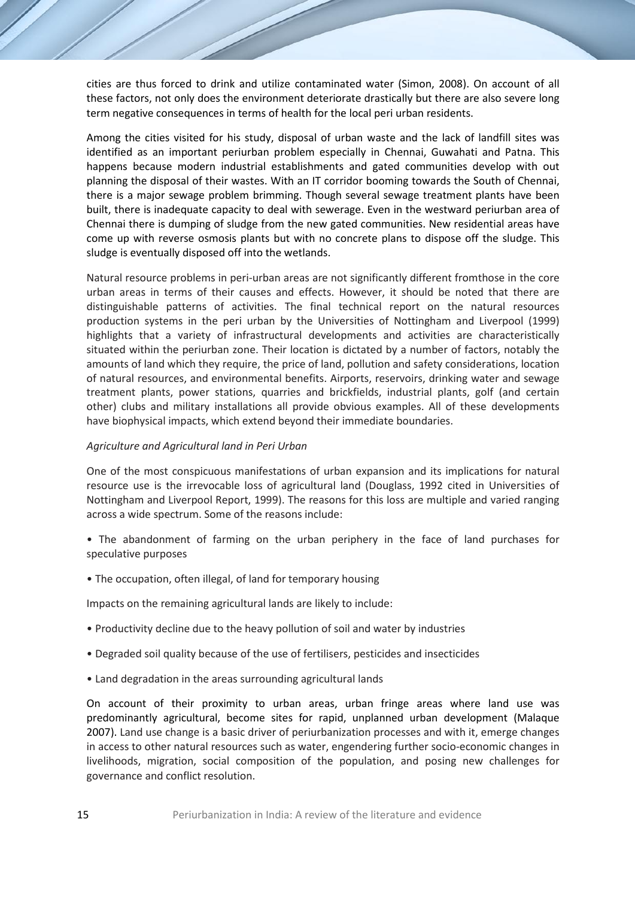cities are thus forced to drink and utilize contaminated water (Simon, 2008). On account of all these factors, not only does the environment deteriorate drastically but there are also severe long term negative consequences in terms of health for the local peri urban residents.

Among the cities visited for his study, disposal of urban waste and the lack of landfill sites was identified as an important periurban problem especially in Chennai, Guwahati and Patna. This happens because modern industrial establishments and gated communities develop with out planning the disposal of their wastes. With an IT corridor booming towards the South of Chennai, there is a major sewage problem brimming. Though several sewage treatment plants have been built, there is inadequate capacity to deal with sewerage. Even in the westward periurban area of Chennai there is dumping of sludge from the new gated communities. New residential areas have come up with reverse osmosis plants but with no concrete plans to dispose off the sludge. This sludge is eventually disposed off into the wetlands.

Natural resource problems in peri-urban areas are not significantly different fromthose in the core urban areas in terms of their causes and effects. However, it should be noted that there are distinguishable patterns of activities. The final technical report on the natural resources production systems in the peri urban by the Universities of Nottingham and Liverpool (1999) highlights that a variety of infrastructural developments and activities are characteristically situated within the periurban zone. Their location is dictated by a number of factors, notably the amounts of land which they require, the price of land, pollution and safety considerations, location of natural resources, and environmental benefits. Airports, reservoirs, drinking water and sewage treatment plants, power stations, quarries and brickfields, industrial plants, golf (and certain other) clubs and military installations all provide obvious examples. All of these developments have biophysical impacts, which extend beyond their immediate boundaries.

*Agriculture and Agricultural land in Peri Urban*

One of the most conspicuous manifestations of urban expansion and its implications for natural resource use is the irrevocable loss of agricultural land (Douglass, 1992 cited in Universities of Nottingham and Liverpool Report, 1999). The reasons for this loss are multiple and varied ranging across a wide spectrum. Some of the reasons include:

- The abandonment of farming on the urban periphery in the face of land purchases for speculative purposes
- The occupation, often illegal, of land for temporary housing

Impacts on the remaining agricultural lands are likely to include:

- Productivity decline due to the heavy pollution of soil and water by industries
- Degraded soil quality because of the use of fertilisers, pesticides and insecticides
- Land degradation in the areas surrounding agricultural lands

On account of their proximity to urban areas, urban fringe areas where land use was predominantly agricultural, become sites for rapid, unplanned urban development (Malaque 2007). Land use change is a basic driver of periurbanization processes and with it, emerge changes in access to other natural resources such as water, engendering further socio-economic changes in livelihoods, migration, social composition of the population, and posing new challenges for governance and conflict resolution.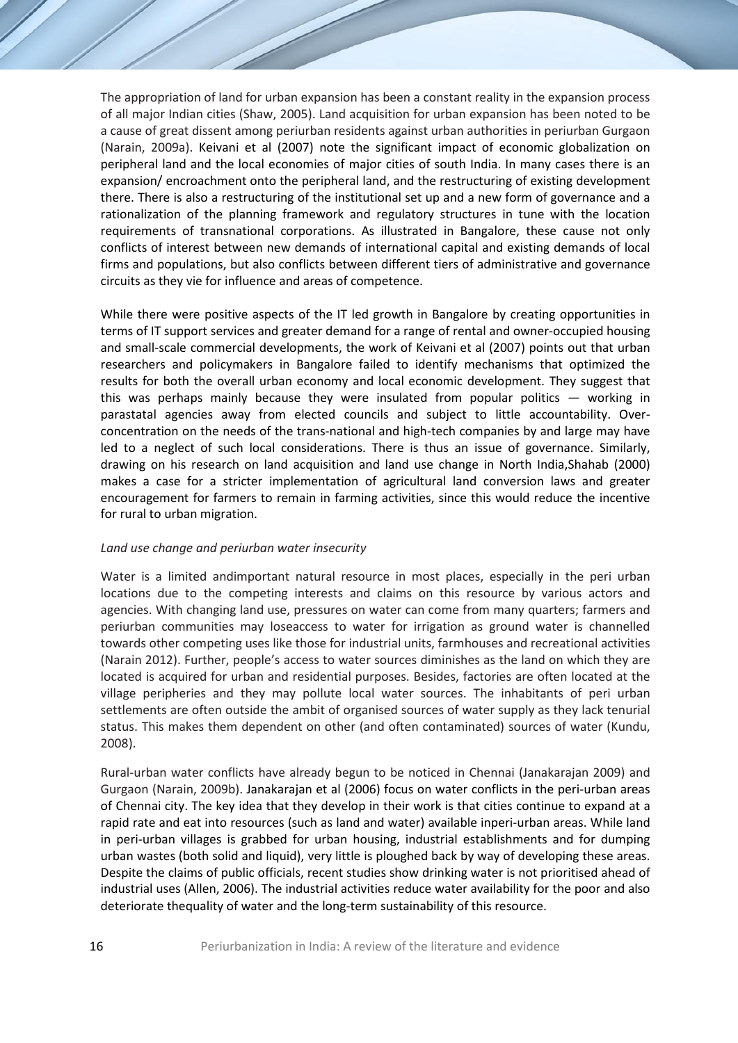The appropriation of land for urban expansion has been a constant reality in the expansion process of all major Indian cities (Shaw, 2005). Land acquisition for urban expansion has been noted to be a cause of great dissent among periurban residents against urban authorities in periurban Gurgaon (Narain, 2009a). Keivani et al (2007) note the significant impact of economic globalization on peripheral land and the local economies of major cities of south India. In many cases there is an expansion/ encroachment onto the peripheral land, and the restructuring of existing development there. There is also a restructuring of the institutional set up and a new form of governance and a rationalization of the planning framework and regulatory structures in tune with the location requirements of transnational corporations. As illustrated in Bangalore, these cause not only conflicts of interest between new demands of international capital and existing demands of local firms and populations, but also conflicts between different tiers of administrative and governance circuits as they vie for influence and areas of competence.

While there were positive aspects of the IT led growth in Bangalore by creating opportunities in terms of IT support services and greater demand for a range of rental and owner-occupied housing and small-scale commercial developments, the work of Keivani et al (2007) points out that urban researchers and policymakers in Bangalore failed to identify mechanisms that optimized the results for both the overall urban economy and local economic development. They suggest that this was perhaps mainly because they were insulated from popular politics — working in parastatal agencies away from elected councils and subject to little accountability. Over-concentration on the needs of the trans-national and high-tech companies by and large may have led to a neglect of such local considerations. There is thus an issue of governance. Similarly, drawing on his research on land acquisition and land use change in North India,Shahab (2000) makes a case for a stricter implementation of agricultural land conversion laws and greater encouragement for farmers to remain in farming activities, since this would reduce the incentive for rural to urban migration.

*Land use change and periurban water insecurity*

Water is a limited andimportant natural resource in most places, especially in the peri urban locations due to the competing interests and claims on this resource by various actors and agencies. With changing land use, pressures on water can come from many quarters; farmers and periurban communities may loseaccess to water for irrigation as ground water is channelled towards other competing uses like those for industrial units, farmhouses and recreational activities (Narain 2012). Further, people's access to water sources diminishes as the land on which they are located is acquired for urban and residential purposes. Besides, factories are often located at the village peripheries and they may pollute local water sources. The inhabitants of peri urban settlements are often outside the ambit of organised sources of water supply as they lack tenurial status. This makes them dependent on other (and often contaminated) sources of water (Kundu, 2008).

Rural-urban water conflicts have already begun to be noticed in Chennai (Janakarajan 2009) and Gurgaon (Narain, 2009b). Janakarajan et al (2006) focus on water conflicts in the peri-urban areas of Chennai city. The key idea that they develop in their work is that cities continue to expand at a rapid rate and eat into resources (such as land and water) available inperi-urban areas. While land in peri-urban villages is grabbed for urban housing, industrial establishments and for dumping urban wastes (both solid and liquid), very little is ploughed back by way of developing these areas. Despite the claims of public officials, recent studies show drinking water is not prioritised ahead of industrial uses (Allen, 2006). The industrial activities reduce water availability for the poor and also deteriorate thequality of water and the long-term sustainability of this resource.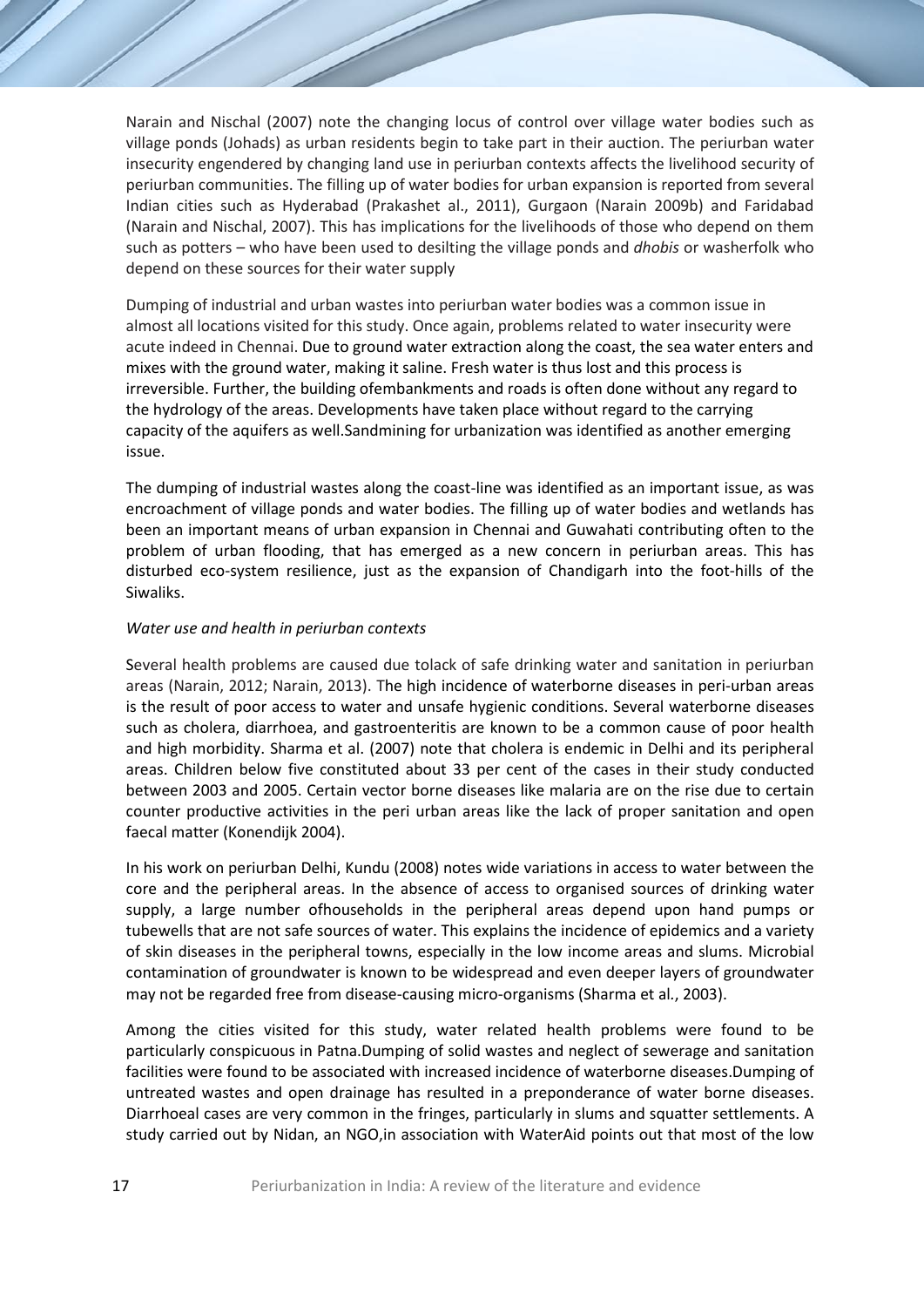Narain and Nischal (2007) note the changing locus of control over village water bodies such as village ponds (Johads) as urban residents begin to take part in their auction. The periurban water insecurity engendered by changing land use in periurban contexts affects the livelihood security of periurban communities. The filling up of water bodies for urban expansion is reported from several Indian cities such as Hyderabad (Prakashet al., 2011), Gurgaon (Narain 2009b) and Faridabad (Narain and Nischal, 2007). This has implications for the livelihoods of those who depend on them such as potters – who have been used to desilting the village ponds and *dhobis* or washerfolk who depend on these sources for their water supply

Dumping of industrial and urban wastes into periurban water bodies was a common issue in almost all locations visited for this study. Once again, problems related to water insecurity were acute indeed in Chennai. Due to ground water extraction along the coast, the sea water enters and mixes with the ground water, making it saline. Fresh water is thus lost and this process is irreversible. Further, the building ofembankments and roads is often done without any regard to the hydrology of the areas. Developments have taken place without regard to the carrying capacity of the aquifers as well.Sandmining for urbanization was identified as another emerging issue.

The dumping of industrial wastes along the coast-line was identified as an important issue, as was encroachment of village ponds and water bodies. The filling up of water bodies and wetlands has been an important means of urban expansion in Chennai and Guwahati contributing often to the problem of urban flooding, that has emerged as a new concern in periurban areas. This has disturbed eco-system resilience, just as the expansion of Chandigarh into the foot-hills of the Siwaliks.

*Water use and health in periurban contexts*

Several health problems are caused due tolack of safe drinking water and sanitation in periurban areas (Narain, 2012; Narain, 2013). The high incidence of waterborne diseases in peri-urban areas is the result of poor access to water and unsafe hygienic conditions. Several waterborne diseases such as cholera, diarrhoea, and gastroenteritis are known to be a common cause of poor health and high morbidity. Sharma et al. (2007) note that cholera is endemic in Delhi and its peripheral areas. Children below five constituted about 33 per cent of the cases in their study conducted between 2003 and 2005. Certain vector borne diseases like malaria are on the rise due to certain counter productive activities in the peri urban areas like the lack of proper sanitation and open faecal matter (Konendijk 2004).

In his work on periurban Delhi, Kundu (2008) notes wide variations in access to water between the core and the peripheral areas. In the absence of access to organised sources of drinking water supply, a large number ofhouseholds in the peripheral areas depend upon hand pumps or tubewells that are not safe sources of water. This explains the incidence of epidemics and a variety of skin diseases in the peripheral towns, especially in the low income areas and slums. Microbial contamination of groundwater is known to be widespread and even deeper layers of groundwater may not be regarded free from disease-causing micro-organisms (Sharma et al., 2003).

Among the cities visited for this study, water related health problems were found to be particularly conspicuous in Patna.Dumping of solid wastes and neglect of sewerage and sanitation facilities were found to be associated with increased incidence of waterborne diseases.Dumping of untreated wastes and open drainage has resulted in a preponderance of water borne diseases. Diarrhoeal cases are very common in the fringes, particularly in slums and squatter settlements. A study carried out by Nidan, an NGO,in association with WaterAid points out that most of the low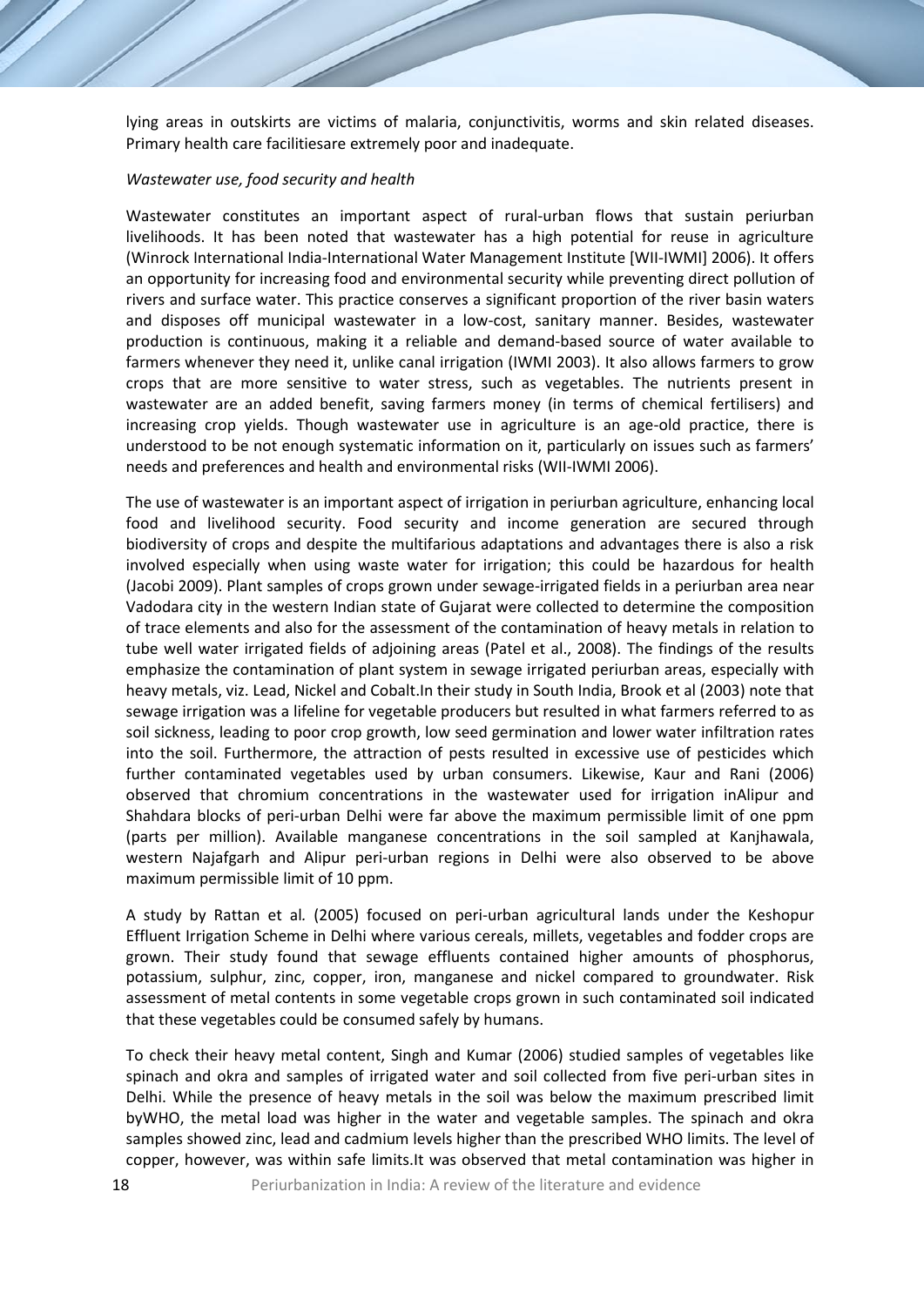lying areas in outskirts are victims of malaria, conjunctivitis, worms and skin related diseases. Primary health care facilitiesare extremely poor and inadequate.

*Wastewater use, food security and health*

Wastewater constitutes an important aspect of rural-urban flows that sustain periurban livelihoods. It has been noted that wastewater has a high potential for reuse in agriculture (Winrock International India-International Water Management Institute [WII-IWMI] 2006). It offers an opportunity for increasing food and environmental security while preventing direct pollution of rivers and surface water. This practice conserves a significant proportion of the river basin waters and disposes off municipal wastewater in a low-cost, sanitary manner. Besides, wastewater production is continuous, making it a reliable and demand-based source of water available to farmers whenever they need it, unlike canal irrigation (IWMI 2003). It also allows farmers to grow crops that are more sensitive to water stress, such as vegetables. The nutrients present in wastewater are an added benefit, saving farmers money (in terms of chemical fertilisers) and increasing crop yields. Though wastewater use in agriculture is an age-old practice, there is understood to be not enough systematic information on it, particularly on issues such as farmers' needs and preferences and health and environmental risks (WII-IWMI 2006).

The use of wastewater is an important aspect of irrigation in periurban agriculture, enhancing local food and livelihood security. Food security and income generation are secured through biodiversity of crops and despite the multifarious adaptations and advantages there is also a risk involved especially when using waste water for irrigation; this could be hazardous for health (Jacobi 2009). Plant samples of crops grown under sewage-irrigated fields in a periurban area near Vadodara city in the western Indian state of Gujarat were collected to determine the composition of trace elements and also for the assessment of the contamination of heavy metals in relation to tube well water irrigated fields of adjoining areas (Patel et al., 2008). The findings of the results emphasize the contamination of plant system in sewage irrigated periurban areas, especially with heavy metals, viz. Lead, Nickel and Cobalt.In their study in South India, Brook et al (2003) note that sewage irrigation was a lifeline for vegetable producers but resulted in what farmers referred to as soil sickness, leading to poor crop growth, low seed germination and lower water infiltration rates into the soil. Furthermore, the attraction of pests resulted in excessive use of pesticides which further contaminated vegetables used by urban consumers. Likewise, Kaur and Rani (2006) observed that chromium concentrations in the wastewater used for irrigation inAlipur and Shahdara blocks of peri-urban Delhi were far above the maximum permissible limit of one ppm (parts per million). Available manganese concentrations in the soil sampled at Kanjhawala, western Najafgarh and Alipur peri-urban regions in Delhi were also observed to be above maximum permissible limit of 10 ppm.

A study by Rattan et al*.* (2005) focused on peri-urban agricultural lands under the Keshopur Effluent Irrigation Scheme in Delhi where various cereals, millets, vegetables and fodder crops are grown. Their study found that sewage effluents contained higher amounts of phosphorus, potassium, sulphur, zinc, copper, iron, manganese and nickel compared to groundwater. Risk assessment of metal contents in some vegetable crops grown in such contaminated soil indicated that these vegetables could be consumed safely by humans.

To check their heavy metal content, Singh and Kumar (2006) studied samples of vegetables like spinach and okra and samples of irrigated water and soil collected from five peri-urban sites in Delhi. While the presence of heavy metals in the soil was below the maximum prescribed limit byWHO, the metal load was higher in the water and vegetable samples. The spinach and okra samples showed zinc, lead and cadmium levels higher than the prescribed WHO limits. The level of copper, however, was within safe limits.It was observed that metal contamination was higher in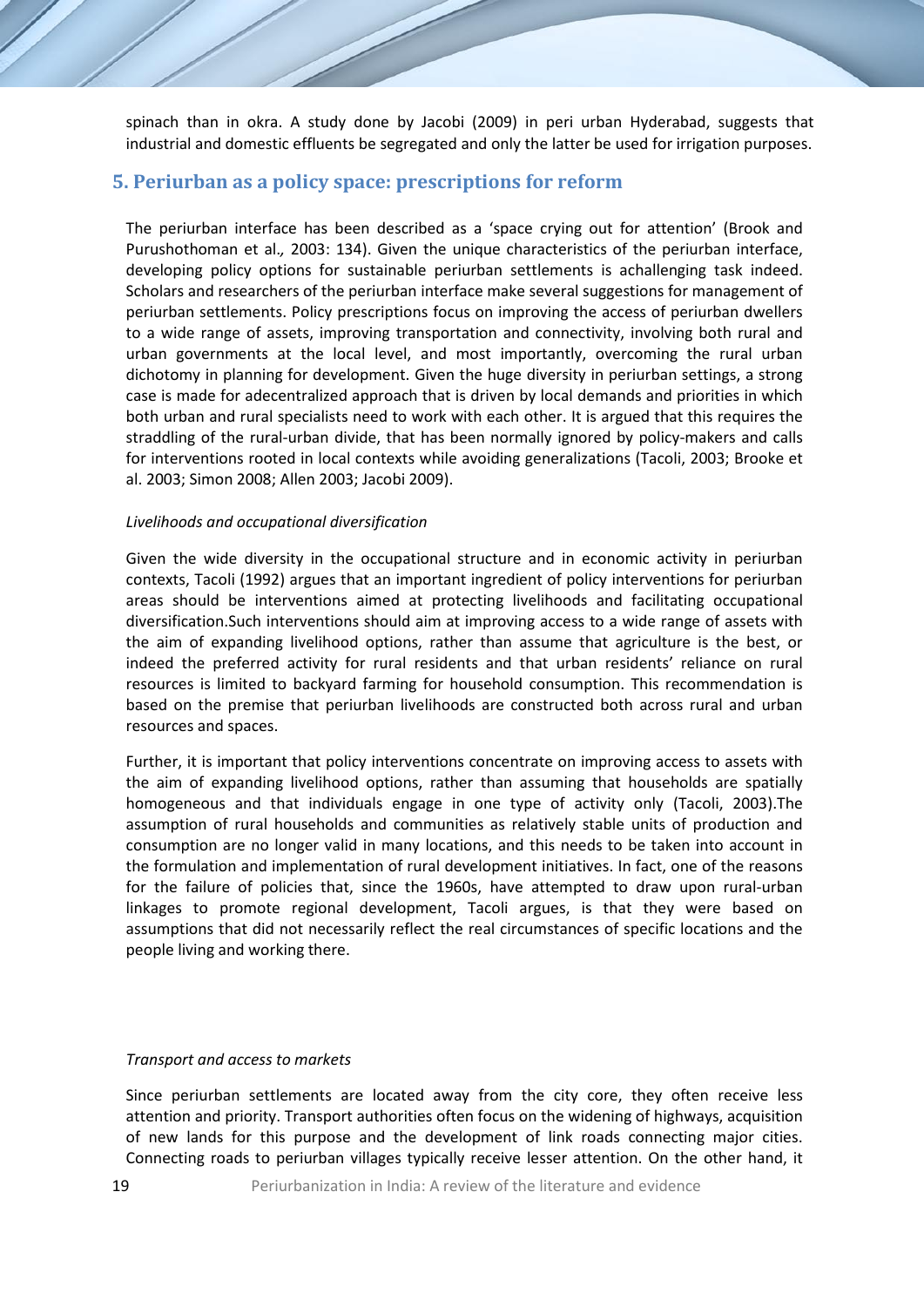spinach than in okra. A study done by Jacobi (2009) in peri urban Hyderabad, suggests that industrial and domestic effluents be segregated and only the latter be used for irrigation purposes.

## 5. Periurban as a policy space: prescriptions for reform

The periurban interface has been described as a 'space crying out for attention' (Brook and Purushothoman et al.*,* 2003: 134). Given the unique characteristics of the periurban interface, developing policy options for sustainable periurban settlements is achallenging task indeed. Scholars and researchers of the periurban interface make several suggestions for management of periurban settlements. Policy prescriptions focus on improving the access of periurban dwellers to a wide range of assets, improving transportation and connectivity, involving both rural and urban governments at the local level, and most importantly, overcoming the rural urban dichotomy in planning for development. Given the huge diversity in periurban settings, a strong case is made for adecentralized approach that is driven by local demands and priorities in which both urban and rural specialists need to work with each other. It is argued that this requires the straddling of the rural-urban divide, that has been normally ignored by policy-makers and calls for interventions rooted in local contexts while avoiding generalizations (Tacoli, 2003; Brooke et al. 2003; Simon 2008; Allen 2003; Jacobi 2009).

*Livelihoods and occupational diversification*

Given the wide diversity in the occupational structure and in economic activity in periurban contexts, Tacoli (1992) argues that an important ingredient of policy interventions for periurban areas should be interventions aimed at protecting livelihoods and facilitating occupational diversification.Such interventions should aim at improving access to a wide range of assets with the aim of expanding livelihood options, rather than assume that agriculture is the best, or indeed the preferred activity for rural residents and that urban residents' reliance on rural resources is limited to backyard farming for household consumption. This recommendation is based on the premise that periurban livelihoods are constructed both across rural and urban resources and spaces.

Further, it is important that policy interventions concentrate on improving access to assets with the aim of expanding livelihood options, rather than assuming that households are spatially homogeneous and that individuals engage in one type of activity only (Tacoli, 2003).The assumption of rural households and communities as relatively stable units of production and consumption are no longer valid in many locations, and this needs to be taken into account in the formulation and implementation of rural development initiatives. In fact, one of the reasons for the failure of policies that, since the 1960s, have attempted to draw upon rural-urban linkages to promote regional development, Tacoli argues, is that they were based on assumptions that did not necessarily reflect the real circumstances of specific locations and the people living and working there.

*Transport and access to markets*

Since periurban settlements are located away from the city core, they often receive less attention and priority. Transport authorities often focus on the widening of highways, acquisition of new lands for this purpose and the development of link roads connecting major cities. Connecting roads to periurban villages typically receive lesser attention. On the other hand, it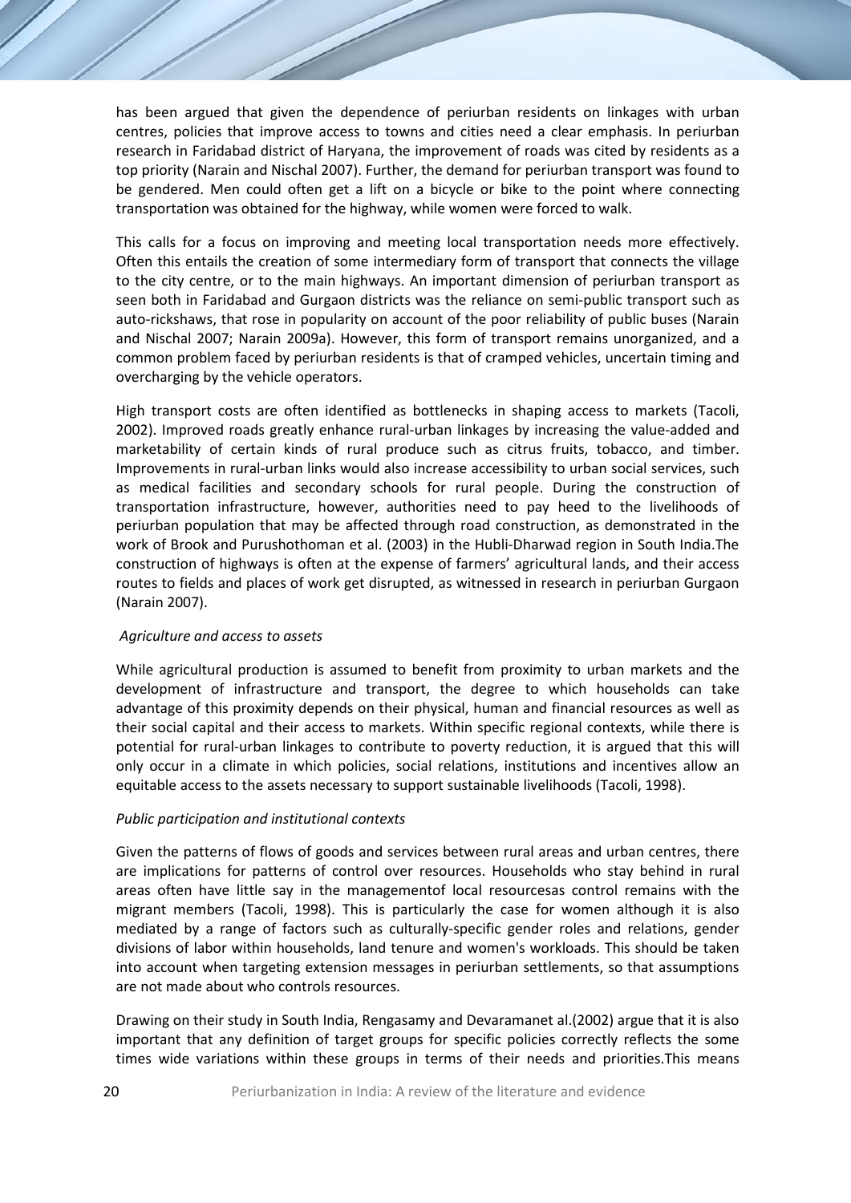has been argued that given the dependence of periurban residents on linkages with urban centres, policies that improve access to towns and cities need a clear emphasis. In periurban research in Faridabad district of Haryana, the improvement of roads was cited by residents as a top priority (Narain and Nischal 2007). Further, the demand for periurban transport was found to be gendered. Men could often get a lift on a bicycle or bike to the point where connecting transportation was obtained for the highway, while women were forced to walk.

This calls for a focus on improving and meeting local transportation needs more effectively. Often this entails the creation of some intermediary form of transport that connects the village to the city centre, or to the main highways. An important dimension of periurban transport as seen both in Faridabad and Gurgaon districts was the reliance on semi-public transport such as auto-rickshaws, that rose in popularity on account of the poor reliability of public buses (Narain and Nischal 2007; Narain 2009a). However, this form of transport remains unorganized, and a common problem faced by periurban residents is that of cramped vehicles, uncertain timing and overcharging by the vehicle operators.

High transport costs are often identified as bottlenecks in shaping access to markets (Tacoli, 2002). Improved roads greatly enhance rural-urban linkages by increasing the value-added and marketability of certain kinds of rural produce such as citrus fruits, tobacco, and timber. Improvements in rural-urban links would also increase accessibility to urban social services, such as medical facilities and secondary schools for rural people. During the construction of transportation infrastructure, however, authorities need to pay heed to the livelihoods of periurban population that may be affected through road construction, as demonstrated in the work of Brook and Purushothoman et al. (2003) in the Hubli-Dharwad region in South India.The construction of highways is often at the expense of farmers' agricultural lands, and their access routes to fields and places of work get disrupted, as witnessed in research in periurban Gurgaon (Narain 2007).

*Agriculture and access to assets*

While agricultural production is assumed to benefit from proximity to urban markets and the development of infrastructure and transport, the degree to which households can take advantage of this proximity depends on their physical, human and financial resources as well as their social capital and their access to markets. Within specific regional contexts, while there is potential for rural-urban linkages to contribute to poverty reduction, it is argued that this will only occur in a climate in which policies, social relations, institutions and incentives allow an equitable access to the assets necessary to support sustainable livelihoods (Tacoli, 1998).

*Public participation and institutional contexts*

Given the patterns of flows of goods and services between rural areas and urban centres, there are implications for patterns of control over resources. Households who stay behind in rural areas often have little say in the managementof local resourcesas control remains with the migrant members (Tacoli, 1998). This is particularly the case for women although it is also mediated by a range of factors such as culturally-specific gender roles and relations, gender divisions of labor within households, land tenure and women's workloads. This should be taken into account when targeting extension messages in periurban settlements, so that assumptions are not made about who controls resources.

Drawing on their study in South India, Rengasamy and Devaramanet al.(2002) argue that it is also important that any definition of target groups for specific policies correctly reflects the some times wide variations within these groups in terms of their needs and priorities.This means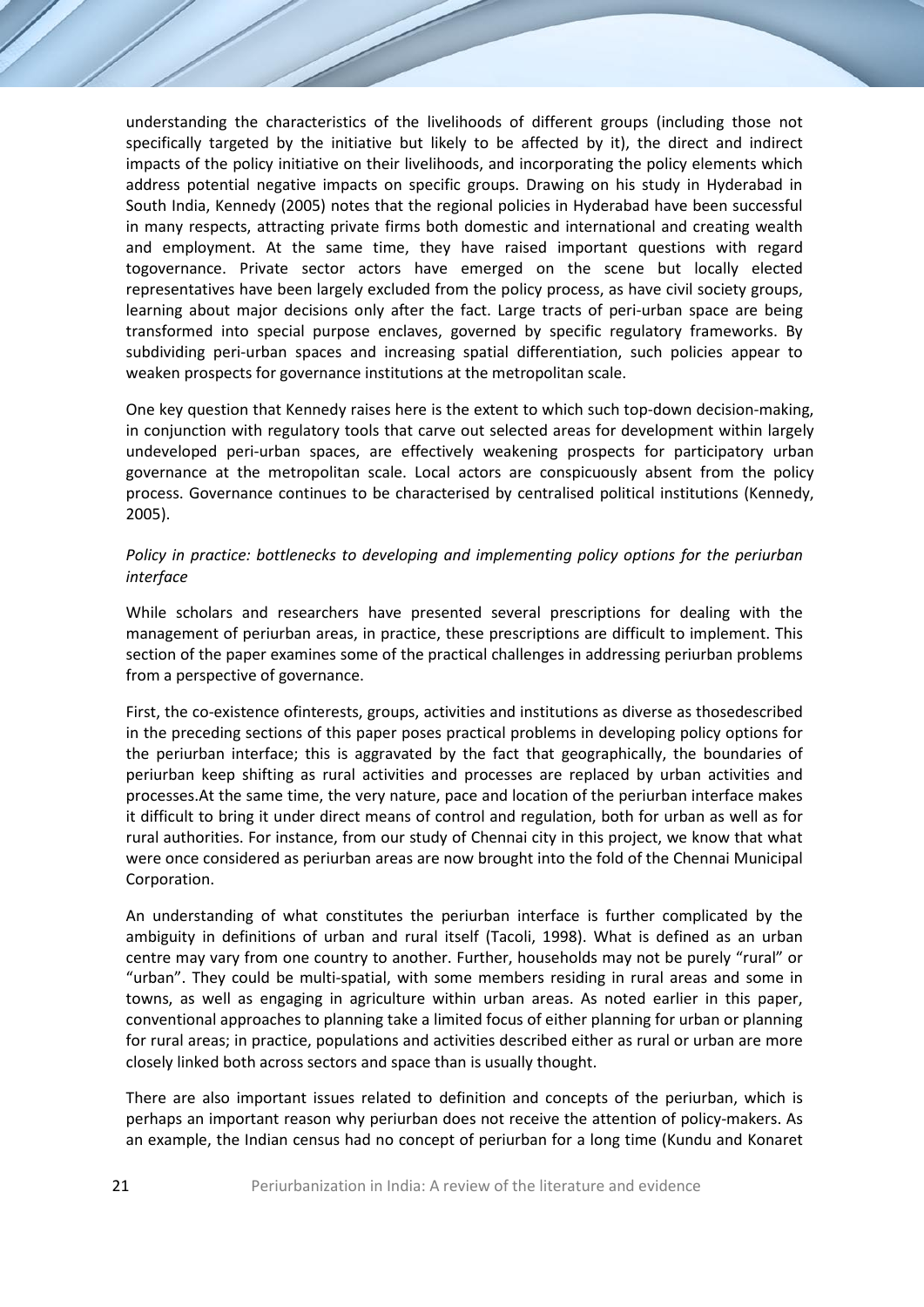understanding the characteristics of the livelihoods of different groups (including those not specifically targeted by the initiative but likely to be affected by it), the direct and indirect impacts of the policy initiative on their livelihoods, and incorporating the policy elements which address potential negative impacts on specific groups. Drawing on his study in Hyderabad in South India, Kennedy (2005) notes that the regional policies in Hyderabad have been successful in many respects, attracting private firms both domestic and international and creating wealth and employment. At the same time, they have raised important questions with regard togovernance. Private sector actors have emerged on the scene but locally elected representatives have been largely excluded from the policy process, as have civil society groups, learning about major decisions only after the fact. Large tracts of peri-urban space are being transformed into special purpose enclaves, governed by specific regulatory frameworks. By subdividing peri-urban spaces and increasing spatial differentiation, such policies appear to weaken prospects for governance institutions at the metropolitan scale.

One key question that Kennedy raises here is the extent to which such top-down decision-making, in conjunction with regulatory tools that carve out selected areas for development within largely undeveloped peri-urban spaces, are effectively weakening prospects for participatory urban governance at the metropolitan scale. Local actors are conspicuously absent from the policy process. Governance continues to be characterised by centralised political institutions (Kennedy, 2005).

*Policy in practice: bottlenecks to developing and implementing policy options for the periurban interface*

While scholars and researchers have presented several prescriptions for dealing with the management of periurban areas, in practice, these prescriptions are difficult to implement. This section of the paper examines some of the practical challenges in addressing periurban problems from a perspective of governance.

First, the co-existence ofinterests, groups, activities and institutions as diverse as thosedescribed in the preceding sections of this paper poses practical problems in developing policy options for the periurban interface; this is aggravated by the fact that geographically, the boundaries of periurban keep shifting as rural activities and processes are replaced by urban activities and processes.At the same time, the very nature, pace and location of the periurban interface makes it difficult to bring it under direct means of control and regulation, both for urban as well as for rural authorities. For instance, from our study of Chennai city in this project, we know that what were once considered as periurban areas are now brought into the fold of the Chennai Municipal Corporation.

An understanding of what constitutes the periurban interface is further complicated by the ambiguity in definitions of urban and rural itself (Tacoli, 1998). What is defined as an urban centre may vary from one country to another. Further, households may not be purely "rural" or "urban". They could be multi-spatial, with some members residing in rural areas and some in towns, as well as engaging in agriculture within urban areas. As noted earlier in this paper, conventional approaches to planning take a limited focus of either planning for urban or planning for rural areas; in practice, populations and activities described either as rural or urban are more closely linked both across sectors and space than is usually thought.

There are also important issues related to definition and concepts of the periurban, which is perhaps an important reason why periurban does not receive the attention of policy-makers. As an example, the Indian census had no concept of periurban for a long time (Kundu and Konaret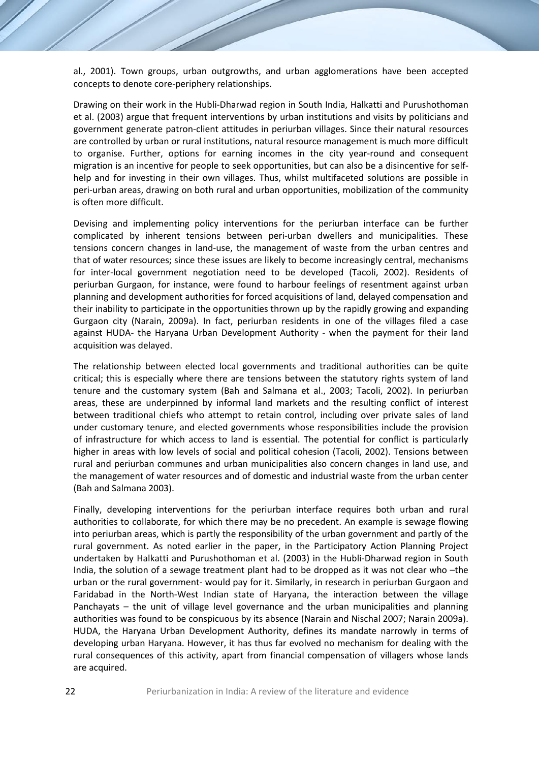al., 2001). Town groups, urban outgrowths, and urban agglomerations have been accepted concepts to denote core-periphery relationships.

Drawing on their work in the Hubli-Dharwad region in South India, Halkatti and Purushothoman et al. (2003) argue that frequent interventions by urban institutions and visits by politicians and government generate patron-client attitudes in periurban villages. Since their natural resources are controlled by urban or rural institutions, natural resource management is much more difficult to organise. Further, options for earning incomes in the city year-round and consequent migration is an incentive for people to seek opportunities, but can also be a disincentive for self-help and for investing in their own villages. Thus, whilst multifaceted solutions are possible in peri-urban areas, drawing on both rural and urban opportunities, mobilization of the community is often more difficult.

Devising and implementing policy interventions for the periurban interface can be further complicated by inherent tensions between peri-urban dwellers and municipalities. These tensions concern changes in land-use, the management of waste from the urban centres and that of water resources; since these issues are likely to become increasingly central, mechanisms for inter-local government negotiation need to be developed (Tacoli, 2002). Residents of periurban Gurgaon, for instance, were found to harbour feelings of resentment against urban planning and development authorities for forced acquisitions of land, delayed compensation and their inability to participate in the opportunities thrown up by the rapidly growing and expanding Gurgaon city (Narain, 2009a). In fact, periurban residents in one of the villages filed a case against HUDA- the Haryana Urban Development Authority - when the payment for their land acquisition was delayed.

The relationship between elected local governments and traditional authorities can be quite critical; this is especially where there are tensions between the statutory rights system of land tenure and the customary system (Bah and Salmana et al., 2003; Tacoli, 2002). In periurban areas, these are underpinned by informal land markets and the resulting conflict of interest between traditional chiefs who attempt to retain control, including over private sales of land under customary tenure, and elected governments whose responsibilities include the provision of infrastructure for which access to land is essential. The potential for conflict is particularly higher in areas with low levels of social and political cohesion (Tacoli, 2002). Tensions between rural and periurban communes and urban municipalities also concern changes in land use, and the management of water resources and of domestic and industrial waste from the urban center (Bah and Salmana 2003).

Finally, developing interventions for the periurban interface requires both urban and rural authorities to collaborate, for which there may be no precedent. An example is sewage flowing into periurban areas, which is partly the responsibility of the urban government and partly of the rural government. As noted earlier in the paper, in the Participatory Action Planning Project undertaken by Halkatti and Purushothoman et al. (2003) in the Hubli-Dharwad region in South India, the solution of a sewage treatment plant had to be dropped as it was not clear who –the urban or the rural government- would pay for it. Similarly, in research in periurban Gurgaon and Faridabad in the North-West Indian state of Haryana, the interaction between the village Panchayats – the unit of village level governance and the urban municipalities and planning authorities was found to be conspicuous by its absence (Narain and Nischal 2007; Narain 2009a). HUDA, the Haryana Urban Development Authority, defines its mandate narrowly in terms of developing urban Haryana. However, it has thus far evolved no mechanism for dealing with the rural consequences of this activity, apart from financial compensation of villagers whose lands are acquired.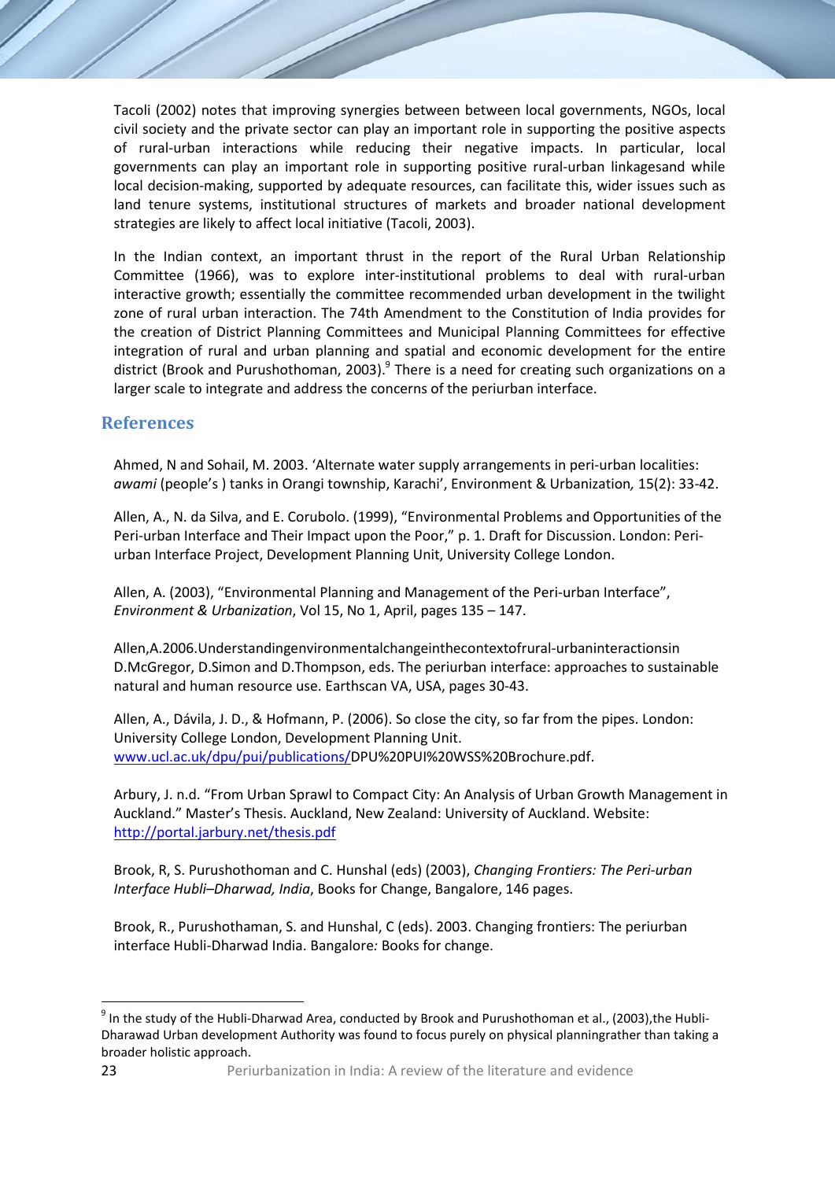Tacoli (2002) notes that improving synergies between between local governments, NGOs, local civil society and the private sector can play an important role in supporting the positive aspects of rural-urban interactions while reducing their negative impacts. In particular, local governments can play an important role in supporting positive rural-urban linkagesand while local decision-making, supported by adequate resources, can facilitate this, wider issues such as land tenure systems, institutional structures of markets and broader national development strategies are likely to affect local initiative (Tacoli, 2003).

In the Indian context, an important thrust in the report of the Rural Urban Relationship Committee (1966), was to explore inter-institutional problems to deal with rural-urban interactive growth; essentially the committee recommended urban development in the twilight zone of rural urban interaction. The 74th Amendment to the Constitution of India provides for the creation of District Planning Committees and Municipal Planning Committees for effective integration of rural and urban planning and spatial and economic development for the entire district (Brook and Purushothoman, 2003).[9] There is a need for creating such organizations on a larger scale to integrate and address the concerns of the periurban interface.

## References

Ahmed, N and Sohail, M. 2003. 'Alternate water supply arrangements in peri-urban localities: *awami* (people's ) tanks in Orangi township, Karachi', Environment & Urbanization*,* 15(2): 33-42.

Allen, A., N. da Silva, and E. Corubolo. (1999), "Environmental Problems and Opportunities of the Peri-urban Interface and Their Impact upon the Poor," p. 1. Draft for Discussion. London: Peri-urban Interface Project, Development Planning Unit, University College London.

Allen, A. (2003), "Environmental Planning and Management of the Peri-urban Interface", *Environment & Urbanization*, Vol 15, No 1, April, pages 135 – 147.

Allen,A.2006.Understandingenvironmentalchangeinthecontextofrural-urbaninteractionsin D.McGregor, D.Simon and D.Thompson, eds. The periurban interface: approaches to sustainable natural and human resource use. Earthscan VA, USA, pages 30-43.

Allen, A., Dávila, J. D., & Hofmann, P. (2006). So close the city, so far from the pipes. London: University College London, Development Planning Unit. www.ucl.ac.uk/dpu/pui/publications/DPU%20PUI%20WSS%20Brochure.pdf.

Arbury, J. n.d. "From Urban Sprawl to Compact City: An Analysis of Urban Growth Management in Auckland." Master's Thesis. Auckland, New Zealand: University of Auckland. Website: http://portal.jarbury.net/thesis.pdf

Brook, R, S. Purushothoman and C. Hunshal (eds) (2003), *Changing Frontiers: The Peri-urban Interface Hubli–Dharwad, India*, Books for Change, Bangalore, 146 pages.

Brook, R., Purushothaman, S. and Hunshal, C (eds). 2003. Changing frontiers: The periurban interface Hubli-Dharwad India. Bangalore*:* Books for change.

---

[9] In the study of the Hubli-Dharwad Area, conducted by Brook and Purushothoman et al., (2003),the Hubli-Dharawad Urban development Authority was found to focus purely on physical planningrather than taking a broader holistic approach.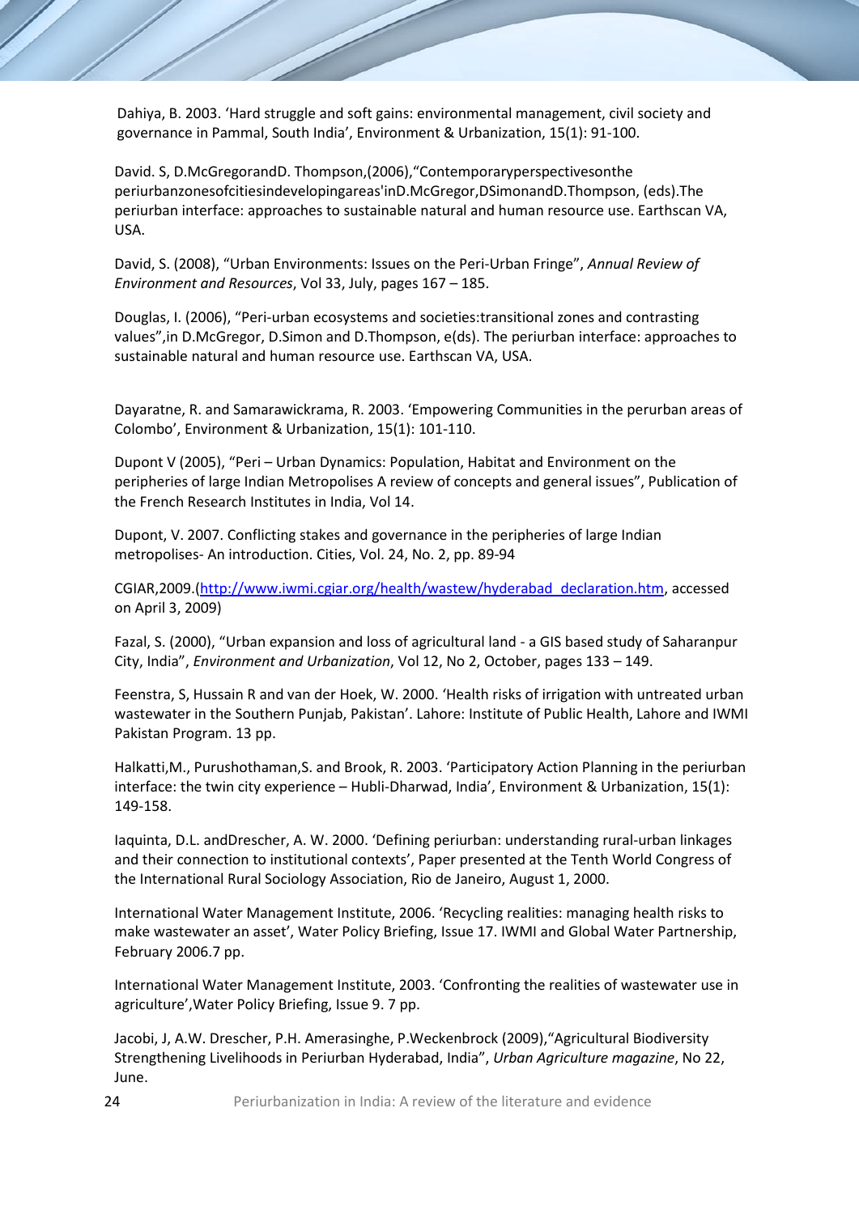Dahiya, B. 2003. 'Hard struggle and soft gains: environmental management, civil society and governance in Pammal, South India', Environment & Urbanization, 15(1): 91-100.

David. S, D.McGregorandD. Thompson,(2006),"Contemporaryperspectivesonthe periurbanzonesofcitiesindevelopingareas'inD.McGregor,DSimonandD.Thompson, (eds).The periurban interface: approaches to sustainable natural and human resource use. Earthscan VA, USA.

David, S. (2008), "Urban Environments: Issues on the Peri-Urban Fringe", *Annual Review of Environment and Resources*, Vol 33, July, pages 167 – 185.

Douglas, I. (2006), "Peri-urban ecosystems and societies:transitional zones and contrasting values",in D.McGregor, D.Simon and D.Thompson, e(ds). The periurban interface: approaches to sustainable natural and human resource use. Earthscan VA, USA.

Dayaratne, R. and Samarawickrama, R. 2003. 'Empowering Communities in the perurban areas of Colombo', Environment & Urbanization, 15(1): 101-110.

Dupont V (2005), "Peri – Urban Dynamics: Population, Habitat and Environment on the peripheries of large Indian Metropolises A review of concepts and general issues", Publication of the French Research Institutes in India, Vol 14.

Dupont, V. 2007. Conflicting stakes and governance in the peripheries of large Indian metropolises- An introduction. Cities, Vol. 24, No. 2, pp. 89-94

CGIAR,2009.(http://www.iwmi.cgiar.org/health/wastew/hyderabad_declaration.htm, accessed on April 3, 2009)

Fazal, S. (2000), "Urban expansion and loss of agricultural land - a GIS based study of Saharanpur City, India", *Environment and Urbanization*, Vol 12, No 2, October, pages 133 – 149.

Feenstra, S, Hussain R and van der Hoek, W. 2000. 'Health risks of irrigation with untreated urban wastewater in the Southern Punjab, Pakistan'. Lahore: Institute of Public Health, Lahore and IWMI Pakistan Program. 13 pp.

Halkatti,M., Purushothaman,S. and Brook, R. 2003. 'Participatory Action Planning in the periurban interface: the twin city experience – Hubli-Dharwad, India', Environment & Urbanization, 15(1): 149-158.

Iaquinta, D.L. andDrescher, A. W. 2000. 'Defining periurban: understanding rural-urban linkages and their connection to institutional contexts', Paper presented at the Tenth World Congress of the International Rural Sociology Association, Rio de Janeiro, August 1, 2000.

International Water Management Institute, 2006. 'Recycling realities: managing health risks to make wastewater an asset', Water Policy Briefing, Issue 17. IWMI and Global Water Partnership, February 2006.7 pp.

International Water Management Institute, 2003. 'Confronting the realities of wastewater use in agriculture',Water Policy Briefing, Issue 9. 7 pp.

Jacobi, J, A.W. Drescher, P.H. Amerasinghe, P.Weckenbrock (2009),"Agricultural Biodiversity Strengthening Livelihoods in Periurban Hyderabad, India", *Urban Agriculture magazine*, No 22, June.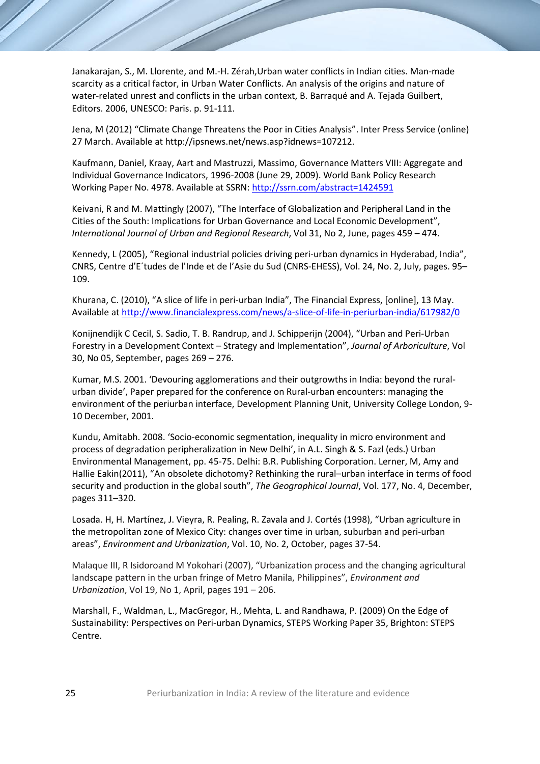Janakarajan, S., M. Llorente, and M.-H. Zérah,Urban water conflicts in Indian cities. Man-made scarcity as a critical factor, in Urban Water Conflicts. An analysis of the origins and nature of water-related unrest and conflicts in the urban context, B. Barraqué and A. Tejada Guilbert, Editors. 2006, UNESCO: Paris. p. 91-111.

Jena, M (2012) "Climate Change Threatens the Poor in Cities Analysis". Inter Press Service (online) 27 March. Available at http://ipsnews.net/news.asp?idnews=107212.

Kaufmann, Daniel, Kraay, Aart and Mastruzzi, Massimo, Governance Matters VIII: Aggregate and Individual Governance Indicators, 1996-2008 (June 29, 2009). World Bank Policy Research Working Paper No. 4978. Available at SSRN: http://ssrn.com/abstract=1424591

Keivani, R and M. Mattingly (2007), "The Interface of Globalization and Peripheral Land in the Cities of the South: Implications for Urban Governance and Local Economic Development", *International Journal of Urban and Regional Research*, Vol 31, No 2, June, pages 459 – 474.

Kennedy, L (2005), "Regional industrial policies driving peri-urban dynamics in Hyderabad, India", CNRS, Centre d'E´tudes de l'Inde et de l'Asie du Sud (CNRS-EHESS), Vol. 24, No. 2, July, pages. 95–109.

Khurana, C. (2010), "A slice of life in peri-urban India", The Financial Express, [online], 13 May. Available at http://www.financialexpress.com/news/a-slice-of-life-in-periurban-india/617982/0

Konijnendijk C Cecil, S. Sadio, T. B. Randrup, and J. Schipperijn (2004), "Urban and Peri-Urban Forestry in a Development Context – Strategy and Implementation", *Journal of Arboriculture*, Vol 30, No 05, September, pages 269 – 276.

Kumar, M.S. 2001. 'Devouring agglomerations and their outgrowths in India: beyond the rural-urban divide', Paper prepared for the conference on Rural-urban encounters: managing the environment of the periurban interface, Development Planning Unit, University College London, 9-10 December, 2001.

Kundu, Amitabh. 2008. 'Socio-economic segmentation, inequality in micro environment and process of degradation peripheralization in New Delhi', in A.L. Singh & S. Fazl (eds.) Urban Environmental Management, pp. 45-75. Delhi: B.R. Publishing Corporation. Lerner, M, Amy and Hallie Eakin(2011), "An obsolete dichotomy? Rethinking the rural–urban interface in terms of food security and production in the global south", *The Geographical Journal*, Vol. 177, No. 4, December, pages 311–320.

Losada. H, H. Martínez, J. Vieyra, R. Pealing, R. Zavala and J. Cortés (1998), "Urban agriculture in the metropolitan zone of Mexico City: changes over time in urban, suburban and peri-urban areas", *Environment and Urbanization*, Vol. 10, No. 2, October, pages 37-54.

Malaque III, R Isidoroand M Yokohari (2007), "Urbanization process and the changing agricultural landscape pattern in the urban fringe of Metro Manila, Philippines", *Environment and Urbanization*, Vol 19, No 1, April, pages 191 – 206.

Marshall, F., Waldman, L., MacGregor, H., Mehta, L. and Randhawa, P. (2009) On the Edge of Sustainability: Perspectives on Peri-urban Dynamics, STEPS Working Paper 35, Brighton: STEPS Centre.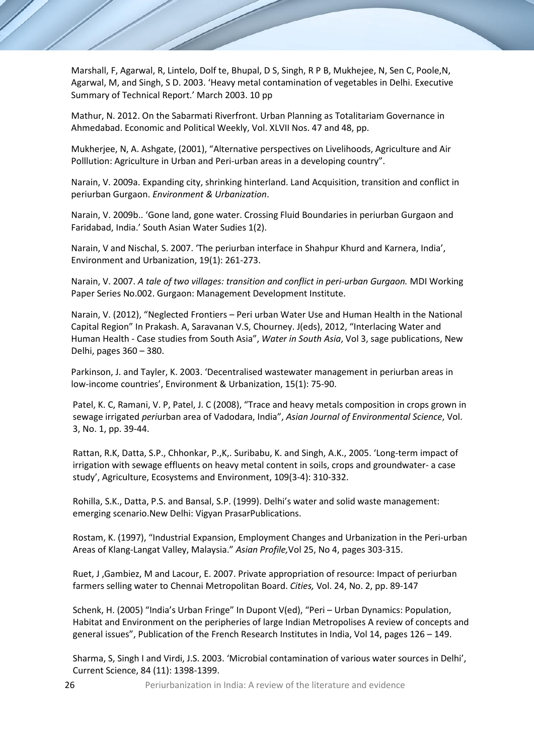Marshall, F, Agarwal, R, Lintelo, Dolf te, Bhupal, D S, Singh, R P B, Mukhejee, N, Sen C, Poole,N, Agarwal, M, and Singh, S D. 2003. 'Heavy metal contamination of vegetables in Delhi. Executive Summary of Technical Report.' March 2003. 10 pp

Mathur, N. 2012. On the Sabarmati Riverfront. Urban Planning as Totalitariam Governance in Ahmedabad. Economic and Political Weekly, Vol. XLVII Nos. 47 and 48, pp.

Mukherjee, N, A. Ashgate, (2001), "Alternative perspectives on Livelihoods, Agriculture and Air Polllution: Agriculture in Urban and Peri-urban areas in a developing country".

Narain, V. 2009a. Expanding city, shrinking hinterland. Land Acquisition, transition and conflict in periurban Gurgaon. *Environment & Urbanization*.

Narain, V. 2009b.. 'Gone land, gone water. Crossing Fluid Boundaries in periurban Gurgaon and Faridabad, India.' South Asian Water Sudies 1(2).

Narain, V and Nischal, S. 2007. 'The periurban interface in Shahpur Khurd and Karnera, India', Environment and Urbanization, 19(1): 261-273.

Narain, V. 2007. *A tale of two villages: transition and conflict in peri-urban Gurgaon.* MDI Working Paper Series No.002. Gurgaon: Management Development Institute.

Narain, V. (2012), "Neglected Frontiers – Peri urban Water Use and Human Health in the National Capital Region" In Prakash. A, Saravanan V.S, Chourney. J(eds), 2012, "Interlacing Water and Human Health - Case studies from South Asia", *Water in South Asia*, Vol 3, sage publications, New Delhi, pages 360 – 380.

Parkinson, J. and Tayler, K. 2003. 'Decentralised wastewater management in periurban areas in low-income countries', Environment & Urbanization, 15(1): 75-90.

Patel, K. C, Ramani, V. P, Patel, J. C (2008), "Trace and heavy metals composition in crops grown in sewage irrigated *peri*urban area of Vadodara, India", *Asian Journal of Environmental Science*, Vol. 3, No. 1, pp. 39-44.

Rattan, R.K, Datta, S.P., Chhonkar, P.,K,. Suribabu, K. and Singh, A.K., 2005. 'Long-term impact of irrigation with sewage effluents on heavy metal content in soils, crops and groundwater- a case study', Agriculture, Ecosystems and Environment, 109(3-4): 310-332.

Rohilla, S.K., Datta, P.S. and Bansal, S.P. (1999). Delhi's water and solid waste management: emerging scenario.New Delhi: Vigyan PrasarPublications.

Rostam, K. (1997), "Industrial Expansion, Employment Changes and Urbanization in the Peri-urban Areas of Klang-Langat Valley, Malaysia." *Asian Profile,*Vol 25, No 4, pages 303-315.

Ruet, J ,Gambiez, M and Lacour, E. 2007. Private appropriation of resource: Impact of periurban farmers selling water to Chennai Metropolitan Board. *Cities,* Vol. 24, No. 2, pp. 89-147

Schenk, H. (2005) "India's Urban Fringe" In Dupont V(ed), "Peri – Urban Dynamics: Population, Habitat and Environment on the peripheries of large Indian Metropolises A review of concepts and general issues", Publication of the French Research Institutes in India, Vol 14, pages 126 – 149.

Sharma, S, Singh I and Virdi, J.S. 2003. 'Microbial contamination of various water sources in Delhi', Current Science, 84 (11): 1398-1399.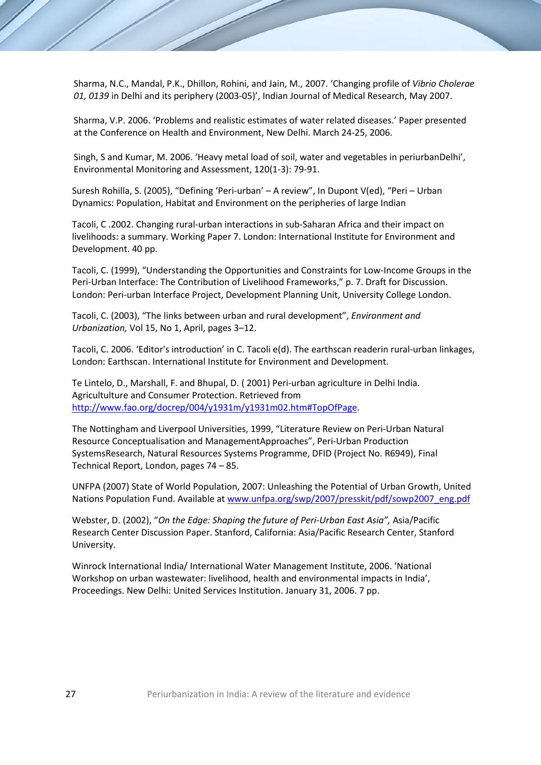Sharma, N.C., Mandal, P.K., Dhillon, Rohini, and Jain, M., 2007. 'Changing profile of *Vibrio Cholerae 01, 0139* in Delhi and its periphery (2003-05)', Indian Journal of Medical Research, May 2007.

Sharma, V.P. 2006. 'Problems and realistic estimates of water related diseases.' Paper presented at the Conference on Health and Environment, New Delhi. March 24-25, 2006.

Singh, S and Kumar, M. 2006. 'Heavy metal load of soil, water and vegetables in periurbanDelhi', Environmental Monitoring and Assessment, 120(1-3): 79-91.

Suresh Rohilla, S. (2005), "Defining 'Peri-urban' – A review", In Dupont V(ed), "Peri – Urban Dynamics: Population, Habitat and Environment on the peripheries of large Indian

Tacoli, C .2002. Changing rural-urban interactions in sub-Saharan Africa and their impact on livelihoods: a summary. Working Paper 7. London: International Institute for Environment and Development. 40 pp.

Tacoli, C. (1999), "Understanding the Opportunities and Constraints for Low-Income Groups in the Peri-Urban Interface: The Contribution of Livelihood Frameworks," p. 7. Draft for Discussion. London: Peri-urban Interface Project, Development Planning Unit, University College London.

Tacoli, C. (2003), "The links between urban and rural development", *Environment and Urbanization,* Vol 15, No 1, April, pages 3–12.

Tacoli, C. 2006. 'Editor's introduction' in C. Tacoli e(d). The earthscan readerin rural-urban linkages, London: Earthscan. International Institute for Environment and Development.

Te Lintelo, D., Marshall, F. and Bhupal, D. ( 2001) Peri-urban agriculture in Delhi India. Agricultulture and Consumer Protection. Retrieved from http://www.fao.org/docrep/004/y1931m/y1931m02.htm#TopOfPage.

The Nottingham and Liverpool Universities, 1999, "Literature Review on Peri-Urban Natural Resource Conceptualisation and ManagementApproaches", Peri-Urban Production SystemsResearch, Natural Resources Systems Programme, DFID (Project No. R6949), Final Technical Report, London, pages 74 – 85.

UNFPA (2007) State of World Population, 2007: Unleashing the Potential of Urban Growth, United Nations Population Fund. Available at www.unfpa.org/swp/2007/presskit/pdf/sowp2007_eng.pdf

Webster, D. (2002), "*On the Edge: Shaping the future of Peri-Urban East Asia",* Asia/Pacific Research Center Discussion Paper. Stanford, California: Asia/Pacific Research Center, Stanford University.

Winrock International India/ International Water Management Institute, 2006. 'National Workshop on urban wastewater: livelihood, health and environmental impacts in India', Proceedings. New Delhi: United Services Institution. January 31, 2006. 7 pp.